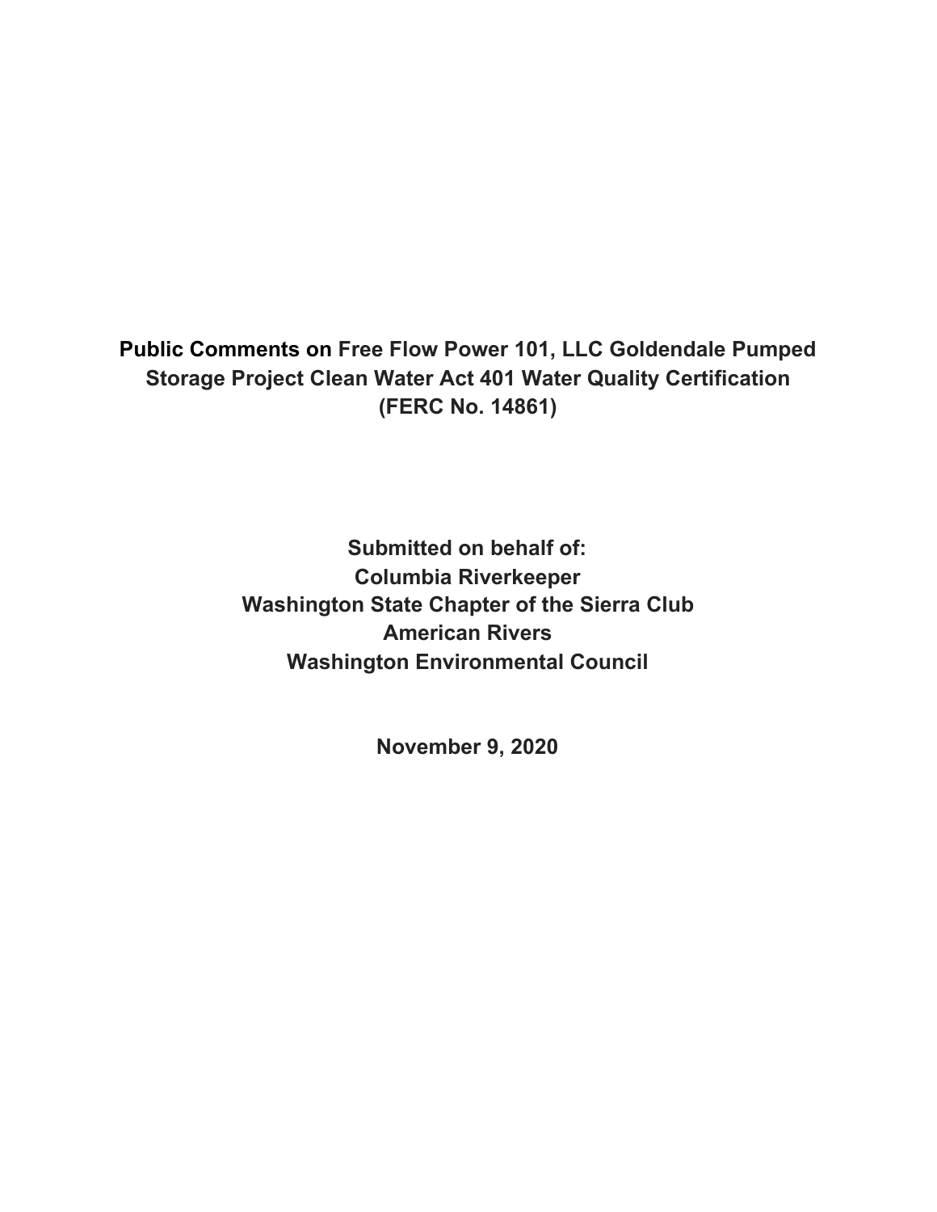# Public Comments on Free Flow Power 101, LLC Goldendale Pumped Storage Project Clean Water Act 401 Water Quality Certification (FERC No. 14861)

**Submitted on behalf of:**
**Columbia Riverkeeper**
**Washington State Chapter of the Sierra Club**
**American Rivers**
**Washington Environmental Council**

**November 9, 2020**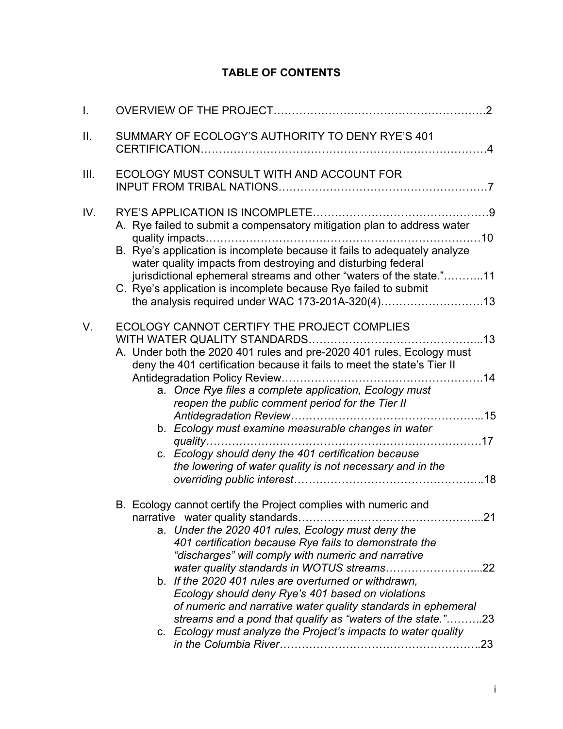## TABLE OF CONTENTS

I. OVERVIEW OF THE PROJECT……………………………………………….2

II. SUMMARY OF ECOLOGY'S AUTHORITY TO DENY RYE'S 401 CERTIFICATION……………………………………………………………………4

III. ECOLOGY MUST CONSULT WITH AND ACCOUNT FOR INPUT FROM TRIBAL NATIONS………………………………………………7

IV. RYE'S APPLICATION IS INCOMPLETE…………………………………………9

- A. Rye failed to submit a compensatory mitigation plan to address water quality impacts…………………………………………………………………10
- B. Rye's application is incomplete because it fails to adequately analyze water quality impacts from destroying and disturbing federal jurisdictional ephemeral streams and other "waters of the state."………..11
- C. Rye's application is incomplete because Rye failed to submit the analysis required under WAC 173-201A-320(4)………………………13

V. ECOLOGY CANNOT CERTIFY THE PROJECT COMPLIES WITH WATER QUALITY STANDARDS…………………………………...13

- A. Under both the 2020 401 rules and pre-2020 401 rules, Ecology must deny the 401 certification because it fails to meet the state's Tier II Antidegradation Policy Review……………………………………………14
  - a. *Once Rye files a complete application, Ecology must reopen the public comment period for the Tier II Antidegradation Review……………………………………………...15*
  - b. *Ecology must examine measurable changes in water quality………………………………………………………………17*
  - c. *Ecology should deny the 401 certification because the lowering of water quality is not necessary and in the overriding public interest…………………………………………..18*
- B. Ecology cannot certify the Project complies with numeric and narrative water quality standards…………………………………………...21
  - a. *Under the 2020 401 rules, Ecology must deny the 401 certification because Rye fails to demonstrate the "discharges" will comply with numeric and narrative water quality standards in WOTUS streams……………………...22*
  - b. *If the 2020 401 rules are overturned or withdrawn, Ecology should deny Rye's 401 based on violations of numeric and narrative water quality standards in ephemeral streams and a pond that qualify as "waters of the state."……….23*
  - c. *Ecology must analyze the Project's impacts to water quality in the Columbia River………………………………………………..23*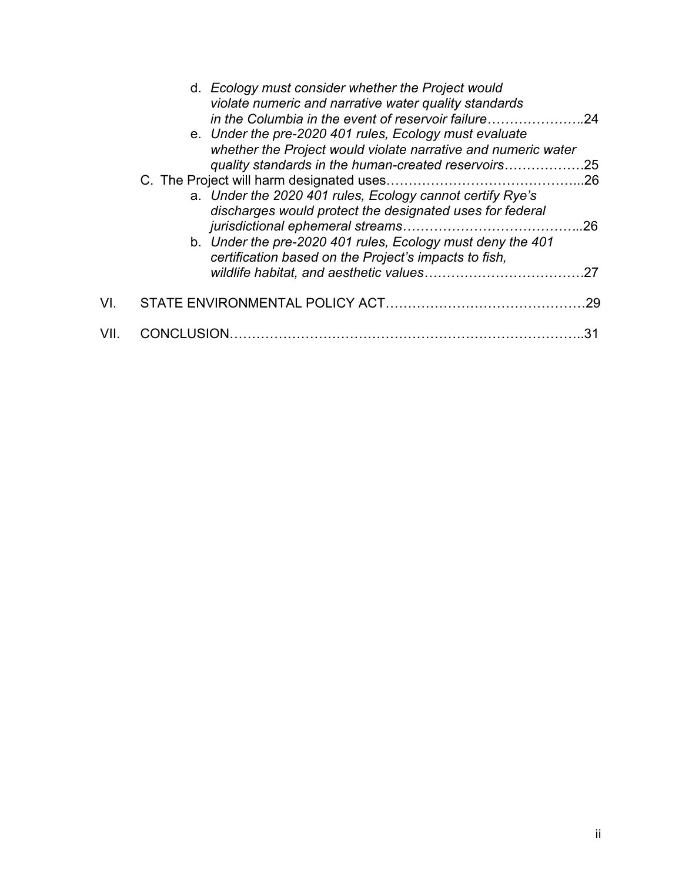d. *Ecology must consider whether the Project would violate numeric and narrative water quality standards in the Columbia in the event of reservoir failure*…………………..24

e. *Under the pre-2020 401 rules, Ecology must evaluate whether the Project would violate narrative and numeric water quality standards in the human-created reservoirs*………………25

C. The Project will harm designated uses……………………………………...26

a. *Under the 2020 401 rules, Ecology cannot certify Rye's discharges would protect the designated uses for federal jurisdictional ephemeral streams*…………………………………...26

b. *Under the pre-2020 401 rules, Ecology must deny the 401 certification based on the Project's impacts to fish, wildlife habitat, and aesthetic values*……………………………….27

VI. STATE ENVIRONMENTAL POLICY ACT………………………………………29

VII. CONCLUSION…………………………………………………………………..31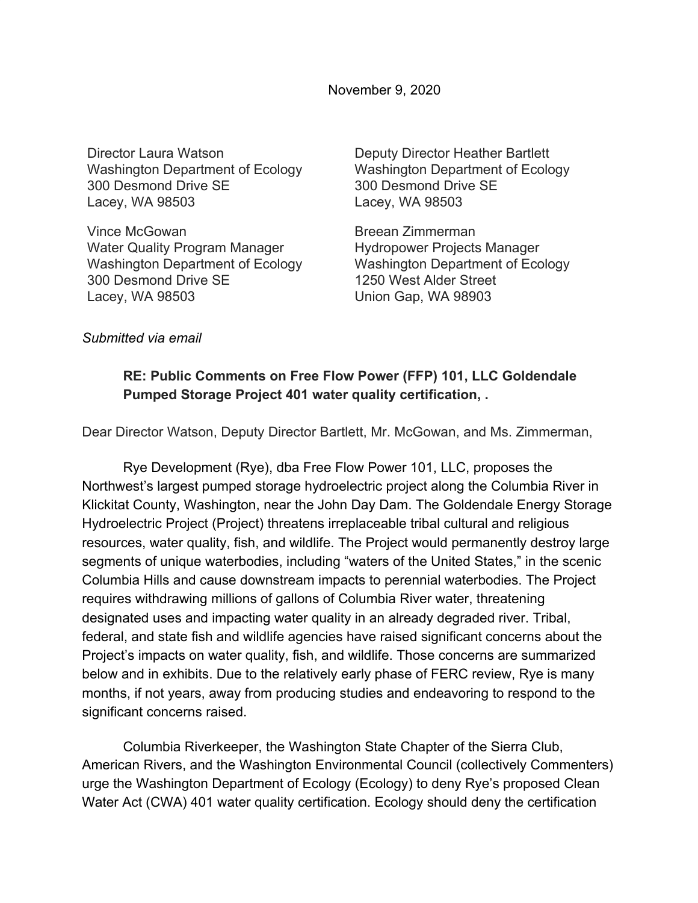November 9, 2020

Director Laura Watson
Washington Department of Ecology
300 Desmond Drive SE
Lacey, WA 98503

Deputy Director Heather Bartlett
Washington Department of Ecology
300 Desmond Drive SE
Lacey, WA 98503

Vince McGowan
Water Quality Program Manager
Washington Department of Ecology
300 Desmond Drive SE
Lacey, WA 98503

Breean Zimmerman
Hydropower Projects Manager
Washington Department of Ecology
1250 West Alder Street
Union Gap, WA 98903

*Submitted via email*

**RE: Public Comments on Free Flow Power (FFP) 101, LLC Goldendale Pumped Storage Project 401 water quality certification, .**

Dear Director Watson, Deputy Director Bartlett, Mr. McGowan, and Ms. Zimmerman,

Rye Development (Rye), dba Free Flow Power 101, LLC, proposes the Northwest's largest pumped storage hydroelectric project along the Columbia River in Klickitat County, Washington, near the John Day Dam. The Goldendale Energy Storage Hydroelectric Project (Project) threatens irreplaceable tribal cultural and religious resources, water quality, fish, and wildlife. The Project would permanently destroy large segments of unique waterbodies, including "waters of the United States," in the scenic Columbia Hills and cause downstream impacts to perennial waterbodies. The Project requires withdrawing millions of gallons of Columbia River water, threatening designated uses and impacting water quality in an already degraded river. Tribal, federal, and state fish and wildlife agencies have raised significant concerns about the Project's impacts on water quality, fish, and wildlife. Those concerns are summarized below and in exhibits. Due to the relatively early phase of FERC review, Rye is many months, if not years, away from producing studies and endeavoring to respond to the significant concerns raised.

Columbia Riverkeeper, the Washington State Chapter of the Sierra Club, American Rivers, and the Washington Environmental Council (collectively Commenters) urge the Washington Department of Ecology (Ecology) to deny Rye's proposed Clean Water Act (CWA) 401 water quality certification. Ecology should deny the certification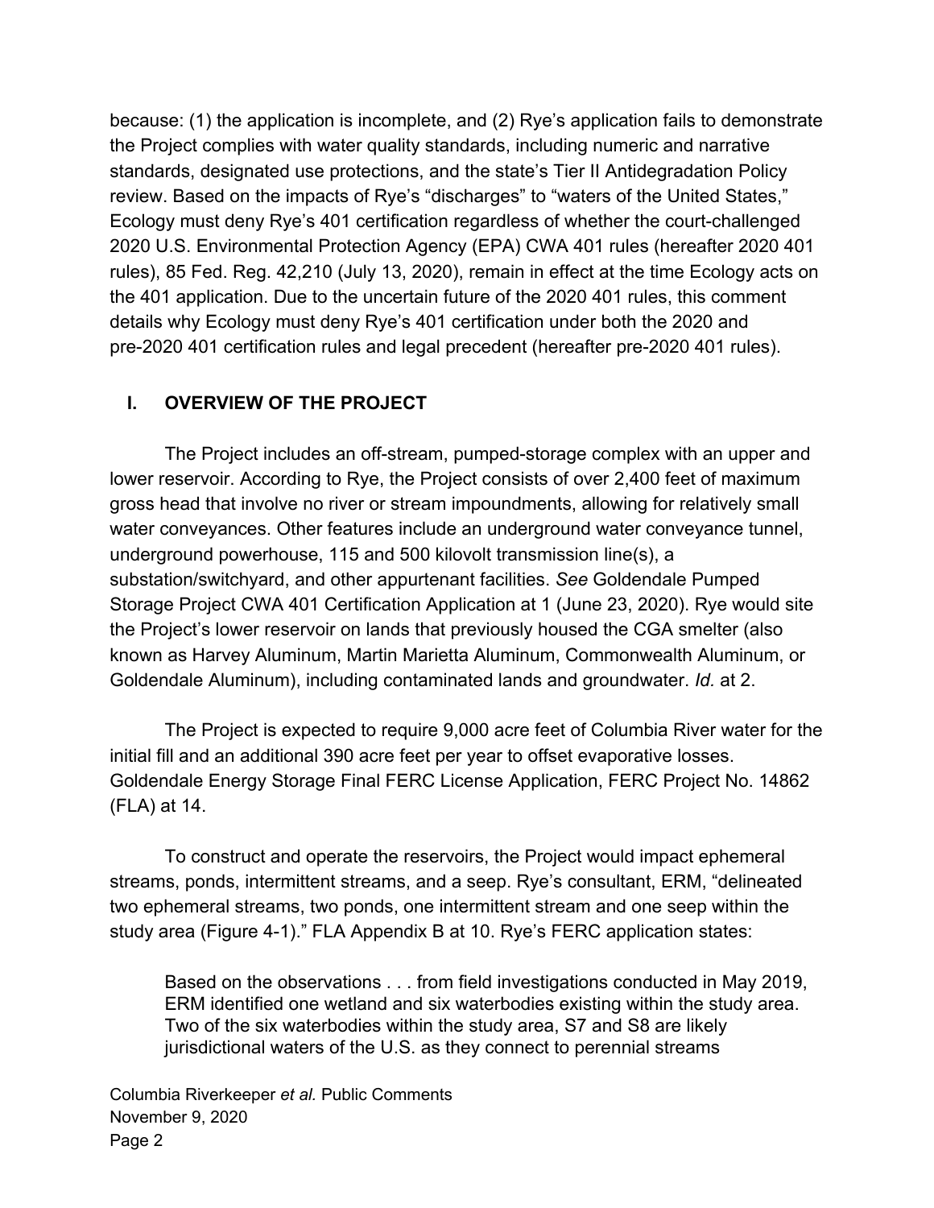because: (1) the application is incomplete, and (2) Rye's application fails to demonstrate the Project complies with water quality standards, including numeric and narrative standards, designated use protections, and the state's Tier II Antidegradation Policy review. Based on the impacts of Rye's "discharges" to "waters of the United States," Ecology must deny Rye's 401 certification regardless of whether the court-challenged 2020 U.S. Environmental Protection Agency (EPA) CWA 401 rules (hereafter 2020 401 rules), 85 Fed. Reg. 42,210 (July 13, 2020), remain in effect at the time Ecology acts on the 401 application. Due to the uncertain future of the 2020 401 rules, this comment details why Ecology must deny Rye's 401 certification under both the 2020 and pre-2020 401 certification rules and legal precedent (hereafter pre-2020 401 rules).

## I. OVERVIEW OF THE PROJECT

The Project includes an off-stream, pumped-storage complex with an upper and lower reservoir. According to Rye, the Project consists of over 2,400 feet of maximum gross head that involve no river or stream impoundments, allowing for relatively small water conveyances. Other features include an underground water conveyance tunnel, underground powerhouse, 115 and 500 kilovolt transmission line(s), a substation/switchyard, and other appurtenant facilities. *See* Goldendale Pumped Storage Project CWA 401 Certification Application at 1 (June 23, 2020). Rye would site the Project's lower reservoir on lands that previously housed the CGA smelter (also known as Harvey Aluminum, Martin Marietta Aluminum, Commonwealth Aluminum, or Goldendale Aluminum), including contaminated lands and groundwater. *Id.* at 2.

The Project is expected to require 9,000 acre feet of Columbia River water for the initial fill and an additional 390 acre feet per year to offset evaporative losses. Goldendale Energy Storage Final FERC License Application, FERC Project No. 14862 (FLA) at 14.

To construct and operate the reservoirs, the Project would impact ephemeral streams, ponds, intermittent streams, and a seep. Rye's consultant, ERM, "delineated two ephemeral streams, two ponds, one intermittent stream and one seep within the study area (Figure 4-1)." FLA Appendix B at 10. Rye's FERC application states:

> Based on the observations . . . from field investigations conducted in May 2019, ERM identified one wetland and six waterbodies existing within the study area. Two of the six waterbodies within the study area, S7 and S8 are likely jurisdictional waters of the U.S. as they connect to perennial streams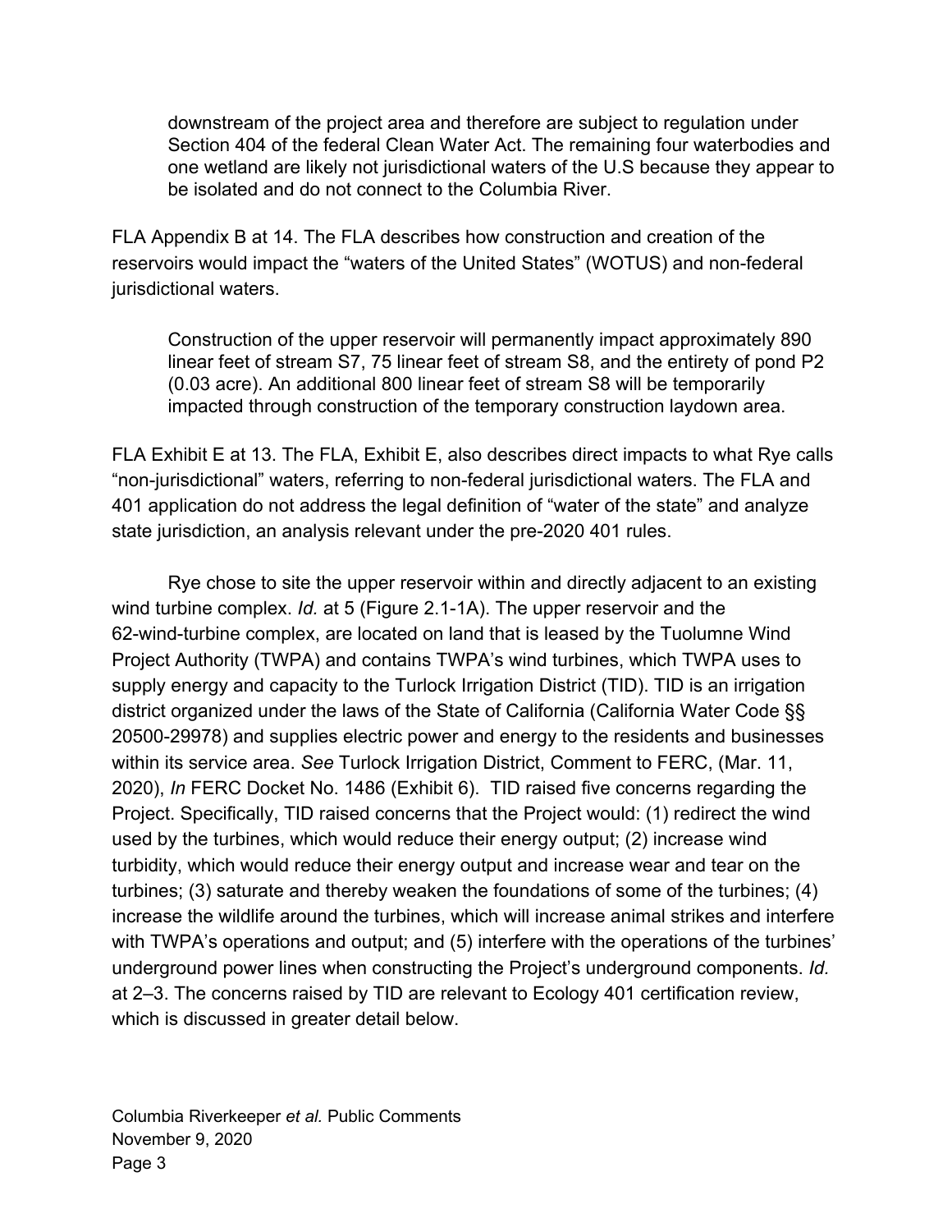> downstream of the project area and therefore are subject to regulation under Section 404 of the federal Clean Water Act. The remaining four waterbodies and one wetland are likely not jurisdictional waters of the U.S because they appear to be isolated and do not connect to the Columbia River.

FLA Appendix B at 14. The FLA describes how construction and creation of the reservoirs would impact the "waters of the United States" (WOTUS) and non-federal jurisdictional waters.

> Construction of the upper reservoir will permanently impact approximately 890 linear feet of stream S7, 75 linear feet of stream S8, and the entirety of pond P2 (0.03 acre). An additional 800 linear feet of stream S8 will be temporarily impacted through construction of the temporary construction laydown area.

FLA Exhibit E at 13. The FLA, Exhibit E, also describes direct impacts to what Rye calls "non-jurisdictional" waters, referring to non-federal jurisdictional waters. The FLA and 401 application do not address the legal definition of "water of the state" and analyze state jurisdiction, an analysis relevant under the pre-2020 401 rules.

Rye chose to site the upper reservoir within and directly adjacent to an existing wind turbine complex. *Id.* at 5 (Figure 2.1-1A). The upper reservoir and the 62-wind-turbine complex, are located on land that is leased by the Tuolumne Wind Project Authority (TWPA) and contains TWPA's wind turbines, which TWPA uses to supply energy and capacity to the Turlock Irrigation District (TID). TID is an irrigation district organized under the laws of the State of California (California Water Code §§ 20500-29978) and supplies electric power and energy to the residents and businesses within its service area. *See* Turlock Irrigation District, Comment to FERC, (Mar. 11, 2020), *In* FERC Docket No. 1486 (Exhibit 6). TID raised five concerns regarding the Project. Specifically, TID raised concerns that the Project would: (1) redirect the wind used by the turbines, which would reduce their energy output; (2) increase wind turbidity, which would reduce their energy output and increase wear and tear on the turbines; (3) saturate and thereby weaken the foundations of some of the turbines; (4) increase the wildlife around the turbines, which will increase animal strikes and interfere with TWPA's operations and output; and (5) interfere with the operations of the turbines' underground power lines when constructing the Project's underground components. *Id.* at 2–3. The concerns raised by TID are relevant to Ecology 401 certification review, which is discussed in greater detail below.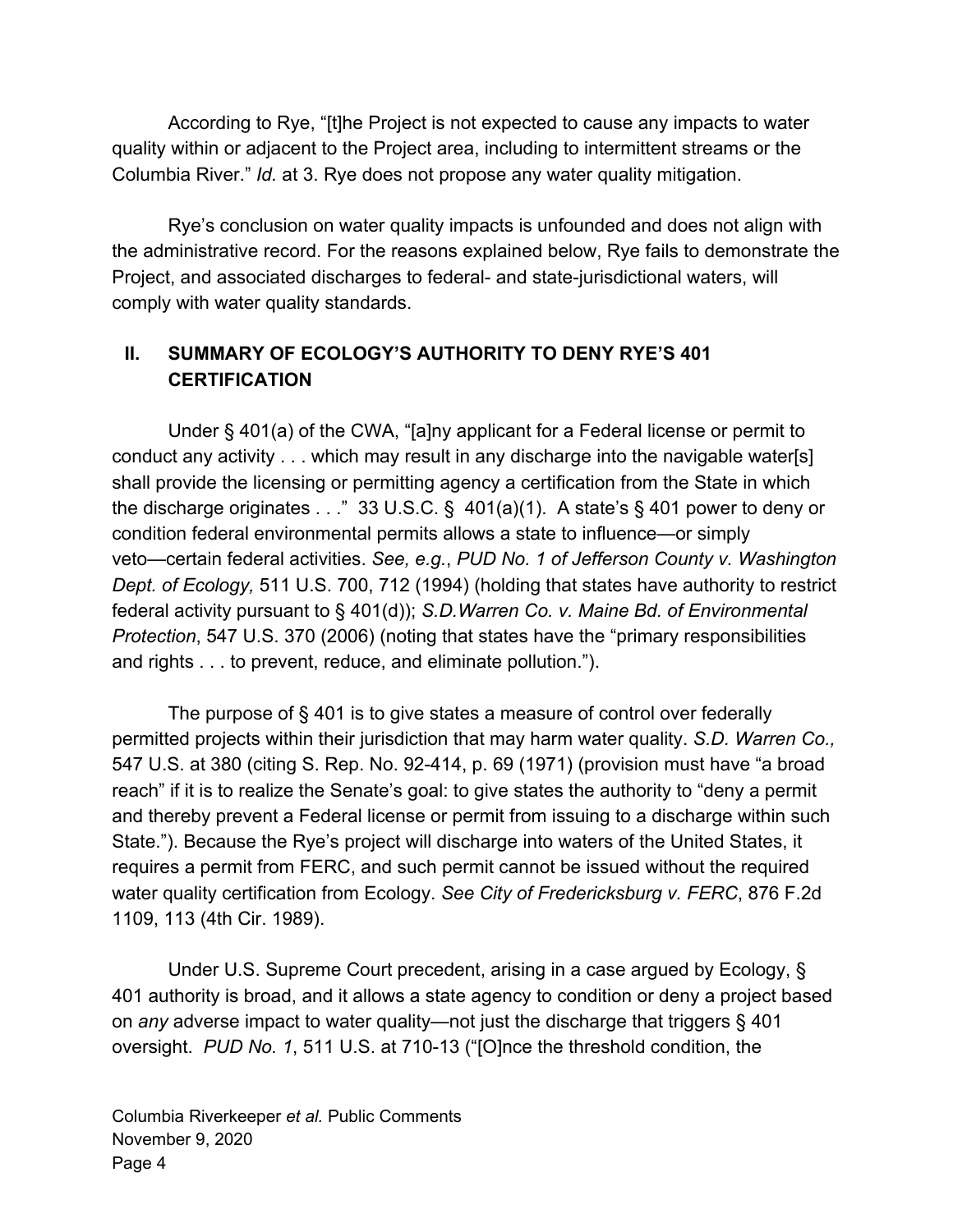According to Rye, "[t]he Project is not expected to cause any impacts to water quality within or adjacent to the Project area, including to intermittent streams or the Columbia River." *Id.* at 3. Rye does not propose any water quality mitigation.

Rye's conclusion on water quality impacts is unfounded and does not align with the administrative record. For the reasons explained below, Rye fails to demonstrate the Project, and associated discharges to federal- and state-jurisdictional waters, will comply with water quality standards.

## II. SUMMARY OF ECOLOGY'S AUTHORITY TO DENY RYE'S 401 CERTIFICATION

Under § 401(a) of the CWA, "[a]ny applicant for a Federal license or permit to conduct any activity . . . which may result in any discharge into the navigable water[s] shall provide the licensing or permitting agency a certification from the State in which the discharge originates . . ." 33 U.S.C. § 401(a)(1). A state's § 401 power to deny or condition federal environmental permits allows a state to influence—or simply veto—certain federal activities. *See, e.g.*, *PUD No. 1 of Jefferson County v. Washington Dept. of Ecology,* 511 U.S. 700, 712 (1994) (holding that states have authority to restrict federal activity pursuant to § 401(d)); *S.D.Warren Co. v. Maine Bd. of Environmental Protection*, 547 U.S. 370 (2006) (noting that states have the "primary responsibilities and rights . . . to prevent, reduce, and eliminate pollution.").

The purpose of § 401 is to give states a measure of control over federally permitted projects within their jurisdiction that may harm water quality. *S.D. Warren Co.,* 547 U.S. at 380 (citing S. Rep. No. 92-414, p. 69 (1971) (provision must have "a broad reach" if it is to realize the Senate's goal: to give states the authority to "deny a permit and thereby prevent a Federal license or permit from issuing to a discharge within such State."). Because the Rye's project will discharge into waters of the United States, it requires a permit from FERC, and such permit cannot be issued without the required water quality certification from Ecology. *See City of Fredericksburg v. FERC*, 876 F.2d 1109, 113 (4th Cir. 1989).

Under U.S. Supreme Court precedent, arising in a case argued by Ecology, § 401 authority is broad, and it allows a state agency to condition or deny a project based on *any* adverse impact to water quality—not just the discharge that triggers § 401 oversight. *PUD No. 1*, 511 U.S. at 710-13 ("[O]nce the threshold condition, the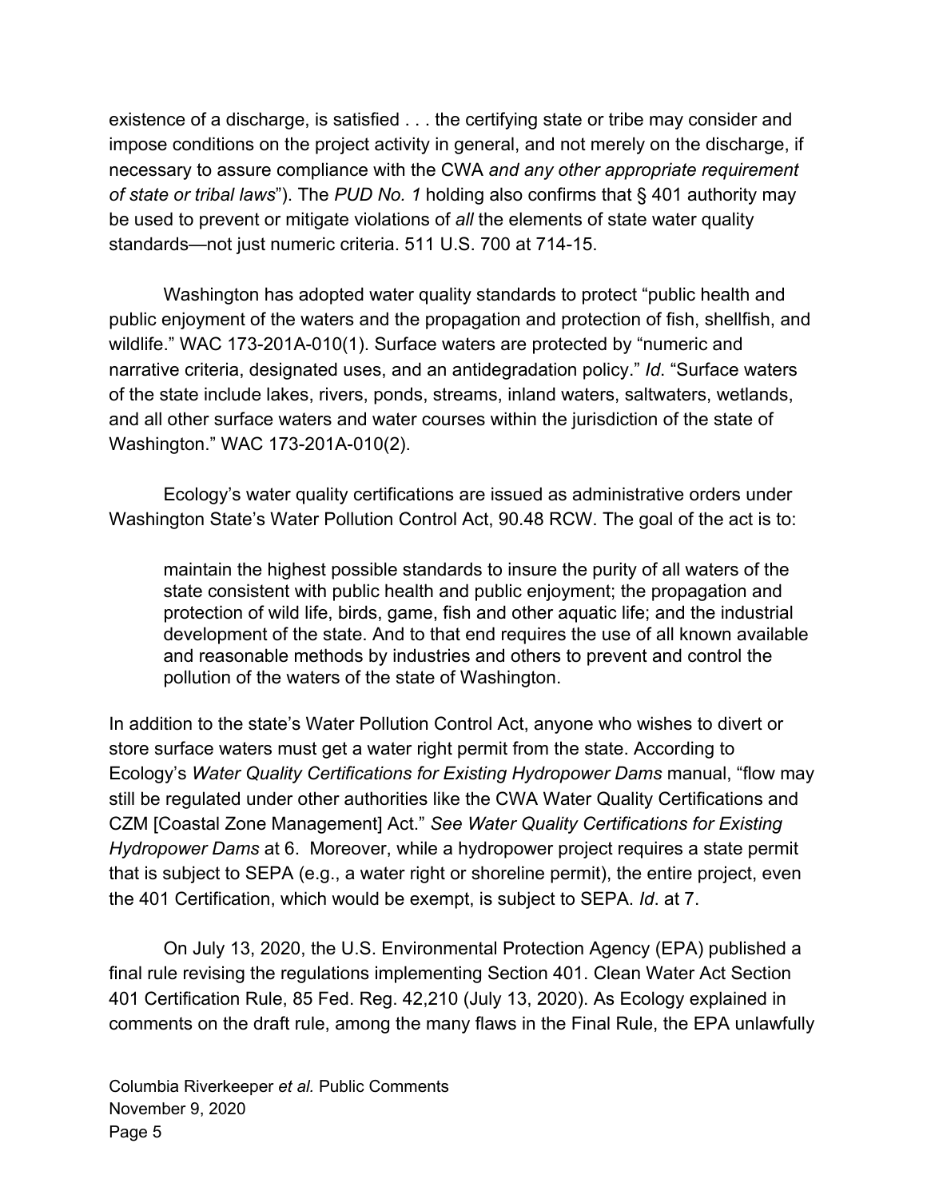existence of a discharge, is satisfied . . . the certifying state or tribe may consider and impose conditions on the project activity in general, and not merely on the discharge, if necessary to assure compliance with the CWA *and any other appropriate requirement of state or tribal laws*"). The *PUD No. 1* holding also confirms that § 401 authority may be used to prevent or mitigate violations of *all* the elements of state water quality standards—not just numeric criteria. 511 U.S. 700 at 714-15.

Washington has adopted water quality standards to protect "public health and public enjoyment of the waters and the propagation and protection of fish, shellfish, and wildlife." WAC 173-201A-010(1). Surface waters are protected by "numeric and narrative criteria, designated uses, and an antidegradation policy." *Id*. "Surface waters of the state include lakes, rivers, ponds, streams, inland waters, saltwaters, wetlands, and all other surface waters and water courses within the jurisdiction of the state of Washington." WAC 173-201A-010(2).

Ecology's water quality certifications are issued as administrative orders under Washington State's Water Pollution Control Act, 90.48 RCW. The goal of the act is to:

> maintain the highest possible standards to insure the purity of all waters of the state consistent with public health and public enjoyment; the propagation and protection of wild life, birds, game, fish and other aquatic life; and the industrial development of the state. And to that end requires the use of all known available and reasonable methods by industries and others to prevent and control the pollution of the waters of the state of Washington.

In addition to the state's Water Pollution Control Act, anyone who wishes to divert or store surface waters must get a water right permit from the state. According to Ecology's *Water Quality Certifications for Existing Hydropower Dams* manual, "flow may still be regulated under other authorities like the CWA Water Quality Certifications and CZM [Coastal Zone Management] Act." *See Water Quality Certifications for Existing Hydropower Dams* at 6. Moreover, while a hydropower project requires a state permit that is subject to SEPA (e.g., a water right or shoreline permit), the entire project, even the 401 Certification, which would be exempt, is subject to SEPA. *Id*. at 7.

On July 13, 2020, the U.S. Environmental Protection Agency (EPA) published a final rule revising the regulations implementing Section 401. Clean Water Act Section 401 Certification Rule, 85 Fed. Reg. 42,210 (July 13, 2020). As Ecology explained in comments on the draft rule, among the many flaws in the Final Rule, the EPA unlawfully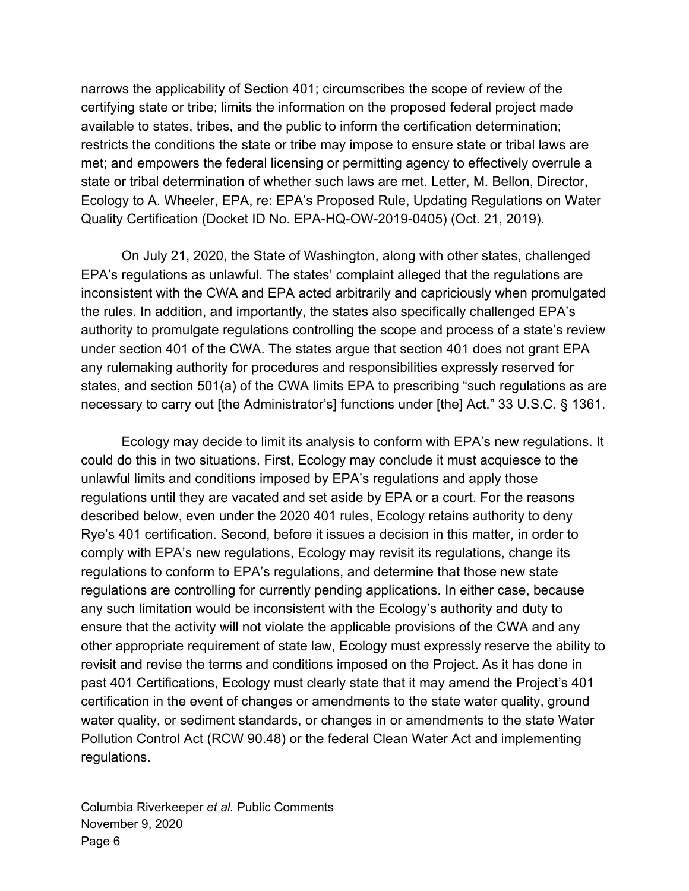narrows the applicability of Section 401; circumscribes the scope of review of the certifying state or tribe; limits the information on the proposed federal project made available to states, tribes, and the public to inform the certification determination; restricts the conditions the state or tribe may impose to ensure state or tribal laws are met; and empowers the federal licensing or permitting agency to effectively overrule a state or tribal determination of whether such laws are met. Letter, M. Bellon, Director, Ecology to A. Wheeler, EPA, re: EPA's Proposed Rule, Updating Regulations on Water Quality Certification (Docket ID No. EPA-HQ-OW-2019-0405) (Oct. 21, 2019).

On July 21, 2020, the State of Washington, along with other states, challenged EPA's regulations as unlawful. The states' complaint alleged that the regulations are inconsistent with the CWA and EPA acted arbitrarily and capriciously when promulgated the rules. In addition, and importantly, the states also specifically challenged EPA's authority to promulgate regulations controlling the scope and process of a state's review under section 401 of the CWA. The states argue that section 401 does not grant EPA any rulemaking authority for procedures and responsibilities expressly reserved for states, and section 501(a) of the CWA limits EPA to prescribing "such regulations as are necessary to carry out [the Administrator's] functions under [the] Act." 33 U.S.C. § 1361.

Ecology may decide to limit its analysis to conform with EPA's new regulations. It could do this in two situations. First, Ecology may conclude it must acquiesce to the unlawful limits and conditions imposed by EPA's regulations and apply those regulations until they are vacated and set aside by EPA or a court. For the reasons described below, even under the 2020 401 rules, Ecology retains authority to deny Rye's 401 certification. Second, before it issues a decision in this matter, in order to comply with EPA's new regulations, Ecology may revisit its regulations, change its regulations to conform to EPA's regulations, and determine that those new state regulations are controlling for currently pending applications. In either case, because any such limitation would be inconsistent with the Ecology's authority and duty to ensure that the activity will not violate the applicable provisions of the CWA and any other appropriate requirement of state law, Ecology must expressly reserve the ability to revisit and revise the terms and conditions imposed on the Project. As it has done in past 401 Certifications, Ecology must clearly state that it may amend the Project's 401 certification in the event of changes or amendments to the state water quality, ground water quality, or sediment standards, or changes in or amendments to the state Water Pollution Control Act (RCW 90.48) or the federal Clean Water Act and implementing regulations.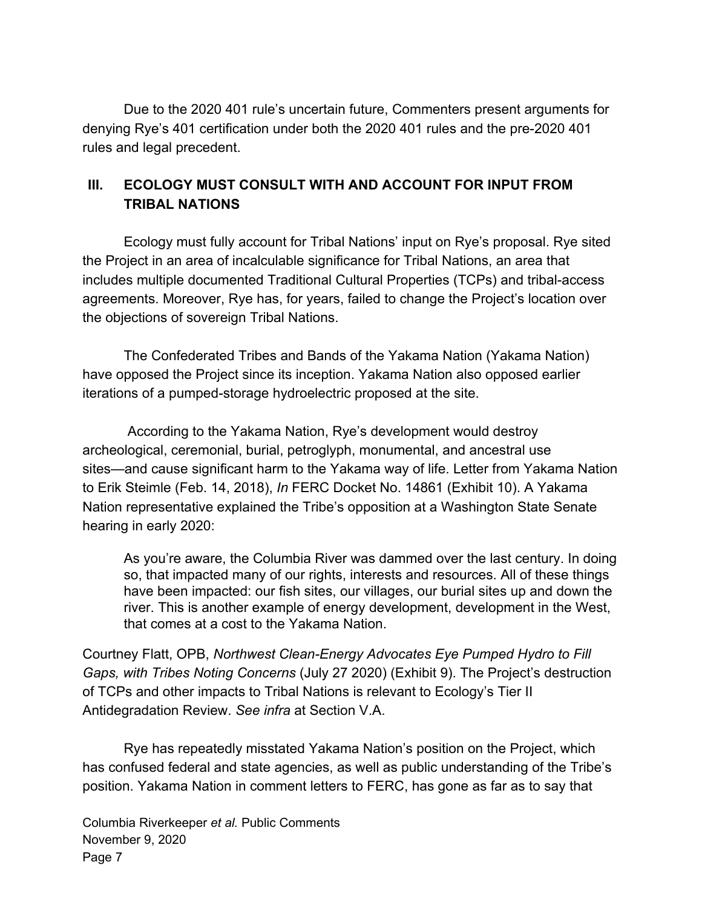Due to the 2020 401 rule's uncertain future, Commenters present arguments for denying Rye's 401 certification under both the 2020 401 rules and the pre-2020 401 rules and legal precedent.

## III. ECOLOGY MUST CONSULT WITH AND ACCOUNT FOR INPUT FROM TRIBAL NATIONS

Ecology must fully account for Tribal Nations' input on Rye's proposal. Rye sited the Project in an area of incalculable significance for Tribal Nations, an area that includes multiple documented Traditional Cultural Properties (TCPs) and tribal-access agreements. Moreover, Rye has, for years, failed to change the Project's location over the objections of sovereign Tribal Nations.

The Confederated Tribes and Bands of the Yakama Nation (Yakama Nation) have opposed the Project since its inception. Yakama Nation also opposed earlier iterations of a pumped-storage hydroelectric proposed at the site.

According to the Yakama Nation, Rye's development would destroy archeological, ceremonial, burial, petroglyph, monumental, and ancestral use sites—and cause significant harm to the Yakama way of life. Letter from Yakama Nation to Erik Steimle (Feb. 14, 2018), *In* FERC Docket No. 14861 (Exhibit 10). A Yakama Nation representative explained the Tribe's opposition at a Washington State Senate hearing in early 2020:

> As you're aware, the Columbia River was dammed over the last century. In doing so, that impacted many of our rights, interests and resources. All of these things have been impacted: our fish sites, our villages, our burial sites up and down the river. This is another example of energy development, development in the West, that comes at a cost to the Yakama Nation.

Courtney Flatt, OPB, *Northwest Clean-Energy Advocates Eye Pumped Hydro to Fill Gaps, with Tribes Noting Concerns* (July 27 2020) (Exhibit 9). The Project's destruction of TCPs and other impacts to Tribal Nations is relevant to Ecology's Tier II Antidegradation Review. *See infra* at Section V.A.

Rye has repeatedly misstated Yakama Nation's position on the Project, which has confused federal and state agencies, as well as public understanding of the Tribe's position. Yakama Nation in comment letters to FERC, has gone as far as to say that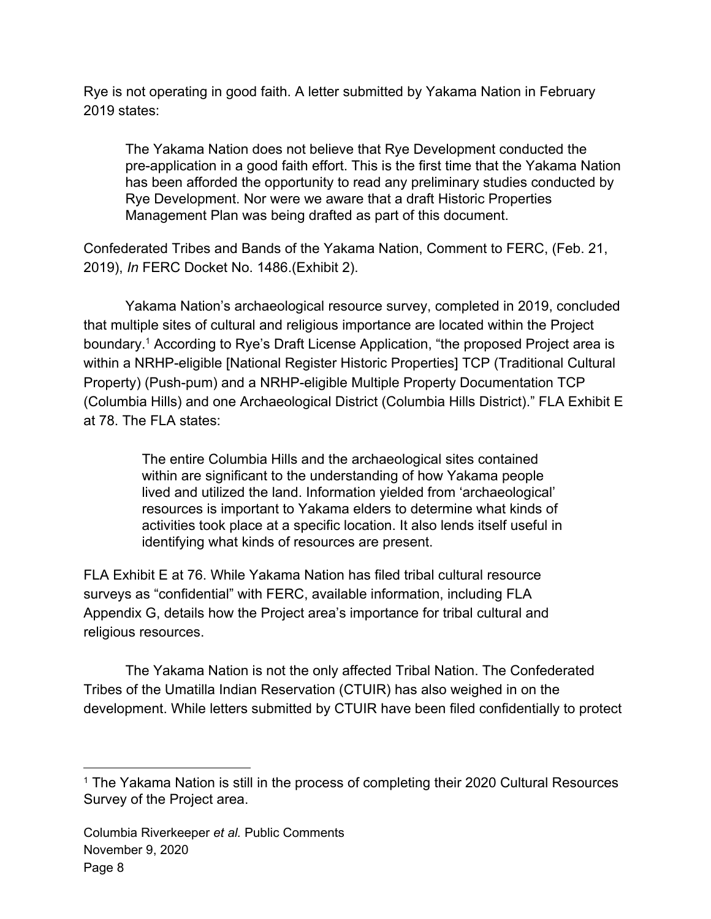Rye is not operating in good faith. A letter submitted by Yakama Nation in February 2019 states:

> The Yakama Nation does not believe that Rye Development conducted the pre-application in a good faith effort. This is the first time that the Yakama Nation has been afforded the opportunity to read any preliminary studies conducted by Rye Development. Nor were we aware that a draft Historic Properties Management Plan was being drafted as part of this document.

Confederated Tribes and Bands of the Yakama Nation, Comment to FERC, (Feb. 21, 2019), *In* FERC Docket No. 1486.(Exhibit 2).

Yakama Nation's archaeological resource survey, completed in 2019, concluded that multiple sites of cultural and religious importance are located within the Project boundary.[1] According to Rye's Draft License Application, "the proposed Project area is within a NRHP-eligible [National Register Historic Properties] TCP (Traditional Cultural Property) (Push-pum) and a NRHP-eligible Multiple Property Documentation TCP (Columbia Hills) and one Archaeological District (Columbia Hills District)." FLA Exhibit E at 78. The FLA states:

> The entire Columbia Hills and the archaeological sites contained within are significant to the understanding of how Yakama people lived and utilized the land. Information yielded from 'archaeological' resources is important to Yakama elders to determine what kinds of activities took place at a specific location. It also lends itself useful in identifying what kinds of resources are present.

FLA Exhibit E at 76. While Yakama Nation has filed tribal cultural resource surveys as "confidential" with FERC, available information, including FLA Appendix G, details how the Project area's importance for tribal cultural and religious resources.

The Yakama Nation is not the only affected Tribal Nation. The Confederated Tribes of the Umatilla Indian Reservation (CTUIR) has also weighed in on the development. While letters submitted by CTUIR have been filed confidentially to protect

[1] The Yakama Nation is still in the process of completing their 2020 Cultural Resources Survey of the Project area.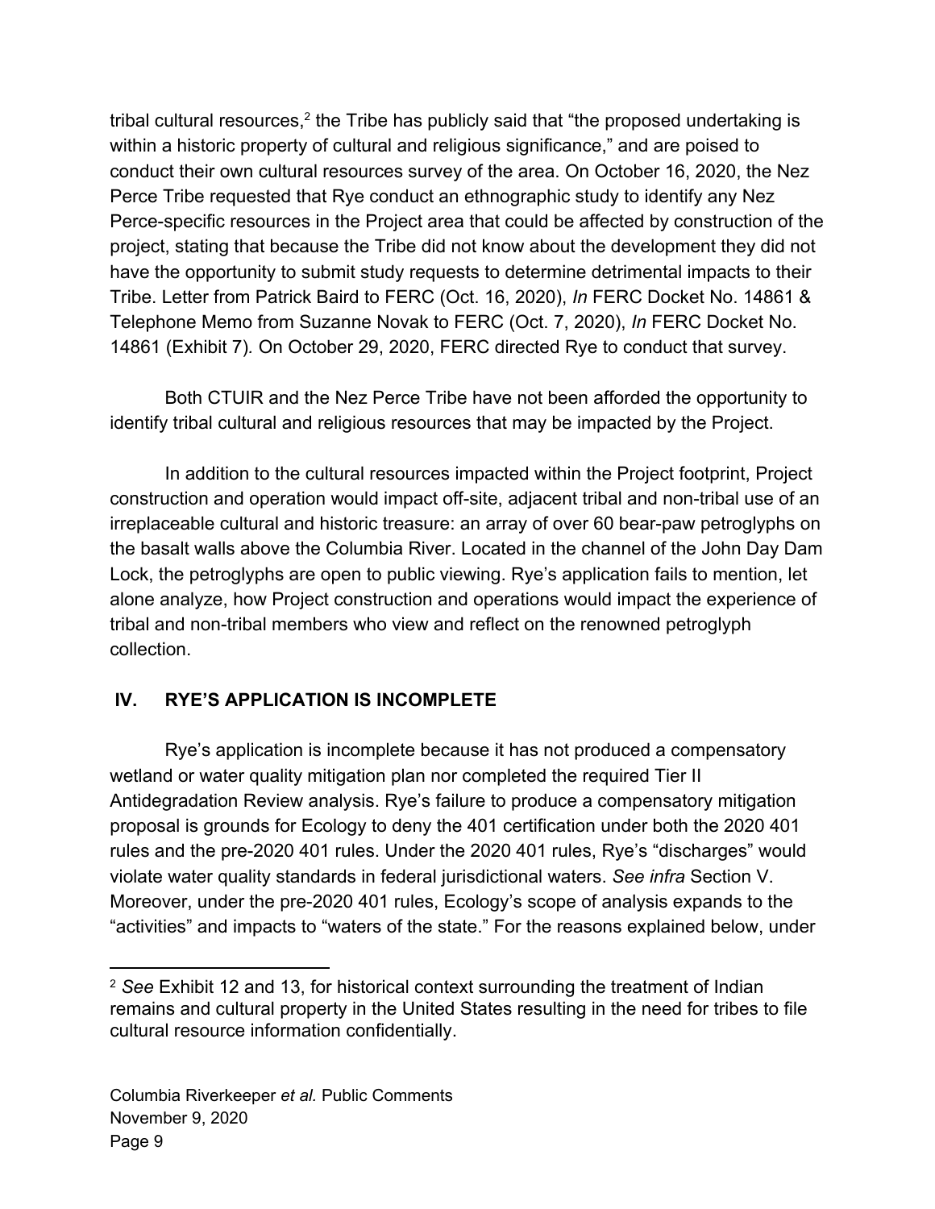tribal cultural resources,[2] the Tribe has publicly said that "the proposed undertaking is within a historic property of cultural and religious significance," and are poised to conduct their own cultural resources survey of the area. On October 16, 2020, the Nez Perce Tribe requested that Rye conduct an ethnographic study to identify any Nez Perce-specific resources in the Project area that could be affected by construction of the project, stating that because the Tribe did not know about the development they did not have the opportunity to submit study requests to determine detrimental impacts to their Tribe. Letter from Patrick Baird to FERC (Oct. 16, 2020), *In* FERC Docket No. 14861 & Telephone Memo from Suzanne Novak to FERC (Oct. 7, 2020), *In* FERC Docket No. 14861 (Exhibit 7)*.* On October 29, 2020, FERC directed Rye to conduct that survey.

Both CTUIR and the Nez Perce Tribe have not been afforded the opportunity to identify tribal cultural and religious resources that may be impacted by the Project.

In addition to the cultural resources impacted within the Project footprint, Project construction and operation would impact off-site, adjacent tribal and non-tribal use of an irreplaceable cultural and historic treasure: an array of over 60 bear-paw petroglyphs on the basalt walls above the Columbia River. Located in the channel of the John Day Dam Lock, the petroglyphs are open to public viewing. Rye's application fails to mention, let alone analyze, how Project construction and operations would impact the experience of tribal and non-tribal members who view and reflect on the renowned petroglyph collection.

## IV. RYE'S APPLICATION IS INCOMPLETE

Rye's application is incomplete because it has not produced a compensatory wetland or water quality mitigation plan nor completed the required Tier II Antidegradation Review analysis. Rye's failure to produce a compensatory mitigation proposal is grounds for Ecology to deny the 401 certification under both the 2020 401 rules and the pre-2020 401 rules. Under the 2020 401 rules, Rye's "discharges" would violate water quality standards in federal jurisdictional waters. *See infra* Section V. Moreover, under the pre-2020 401 rules, Ecology's scope of analysis expands to the "activities" and impacts to "waters of the state." For the reasons explained below, under

---

[2] *See* Exhibit 12 and 13, for historical context surrounding the treatment of Indian remains and cultural property in the United States resulting in the need for tribes to file cultural resource information confidentially.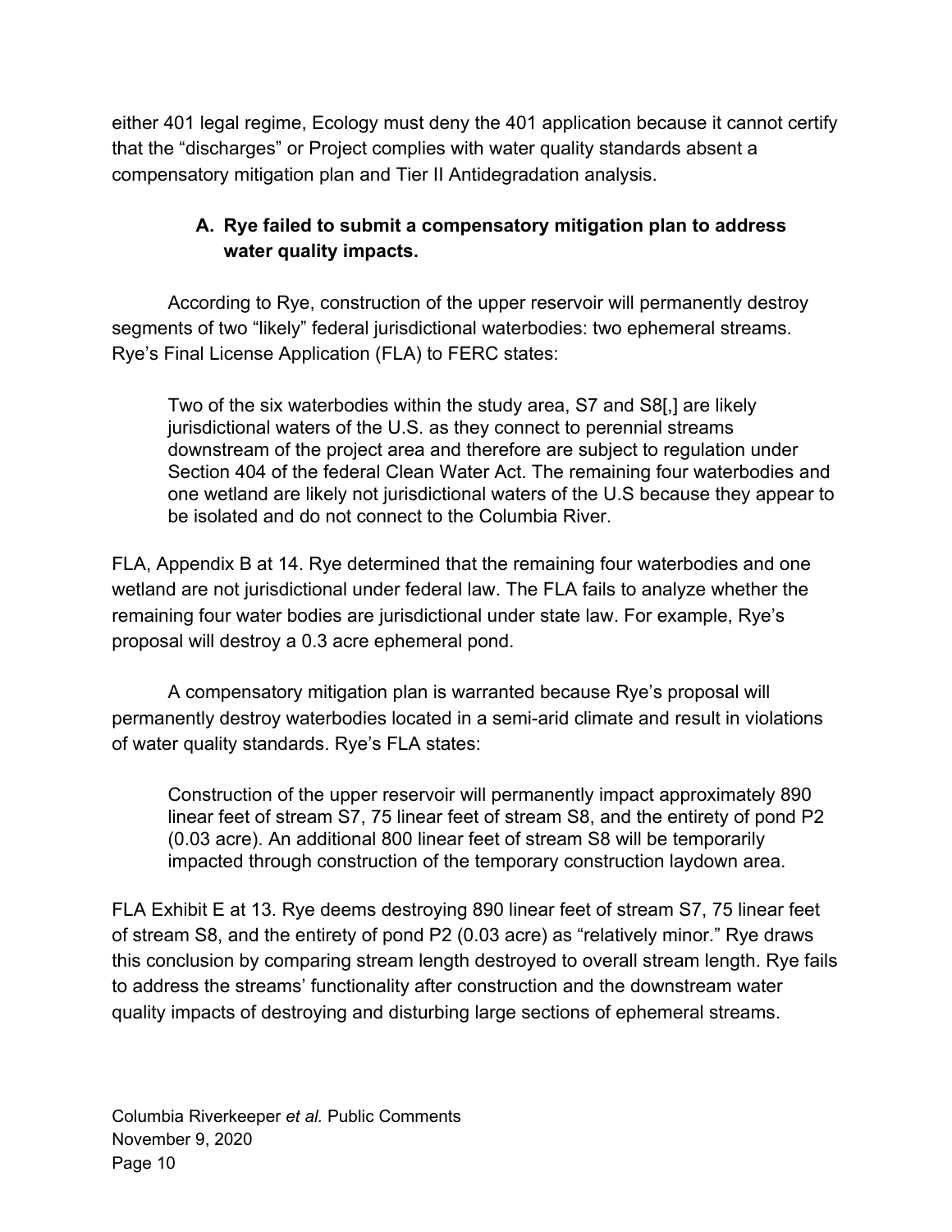either 401 legal regime, Ecology must deny the 401 application because it cannot certify that the "discharges" or Project complies with water quality standards absent a compensatory mitigation plan and Tier II Antidegradation analysis.

### A. Rye failed to submit a compensatory mitigation plan to address water quality impacts.

According to Rye, construction of the upper reservoir will permanently destroy segments of two "likely" federal jurisdictional waterbodies: two ephemeral streams. Rye's Final License Application (FLA) to FERC states:

> Two of the six waterbodies within the study area, S7 and S8[,] are likely jurisdictional waters of the U.S. as they connect to perennial streams downstream of the project area and therefore are subject to regulation under Section 404 of the federal Clean Water Act. The remaining four waterbodies and one wetland are likely not jurisdictional waters of the U.S because they appear to be isolated and do not connect to the Columbia River.

FLA, Appendix B at 14. Rye determined that the remaining four waterbodies and one wetland are not jurisdictional under federal law. The FLA fails to analyze whether the remaining four water bodies are jurisdictional under state law. For example, Rye's proposal will destroy a 0.3 acre ephemeral pond.

A compensatory mitigation plan is warranted because Rye's proposal will permanently destroy waterbodies located in a semi-arid climate and result in violations of water quality standards. Rye's FLA states:

> Construction of the upper reservoir will permanently impact approximately 890 linear feet of stream S7, 75 linear feet of stream S8, and the entirety of pond P2 (0.03 acre). An additional 800 linear feet of stream S8 will be temporarily impacted through construction of the temporary construction laydown area.

FLA Exhibit E at 13. Rye deems destroying 890 linear feet of stream S7, 75 linear feet of stream S8, and the entirety of pond P2 (0.03 acre) as "relatively minor." Rye draws this conclusion by comparing stream length destroyed to overall stream length. Rye fails to address the streams' functionality after construction and the downstream water quality impacts of destroying and disturbing large sections of ephemeral streams.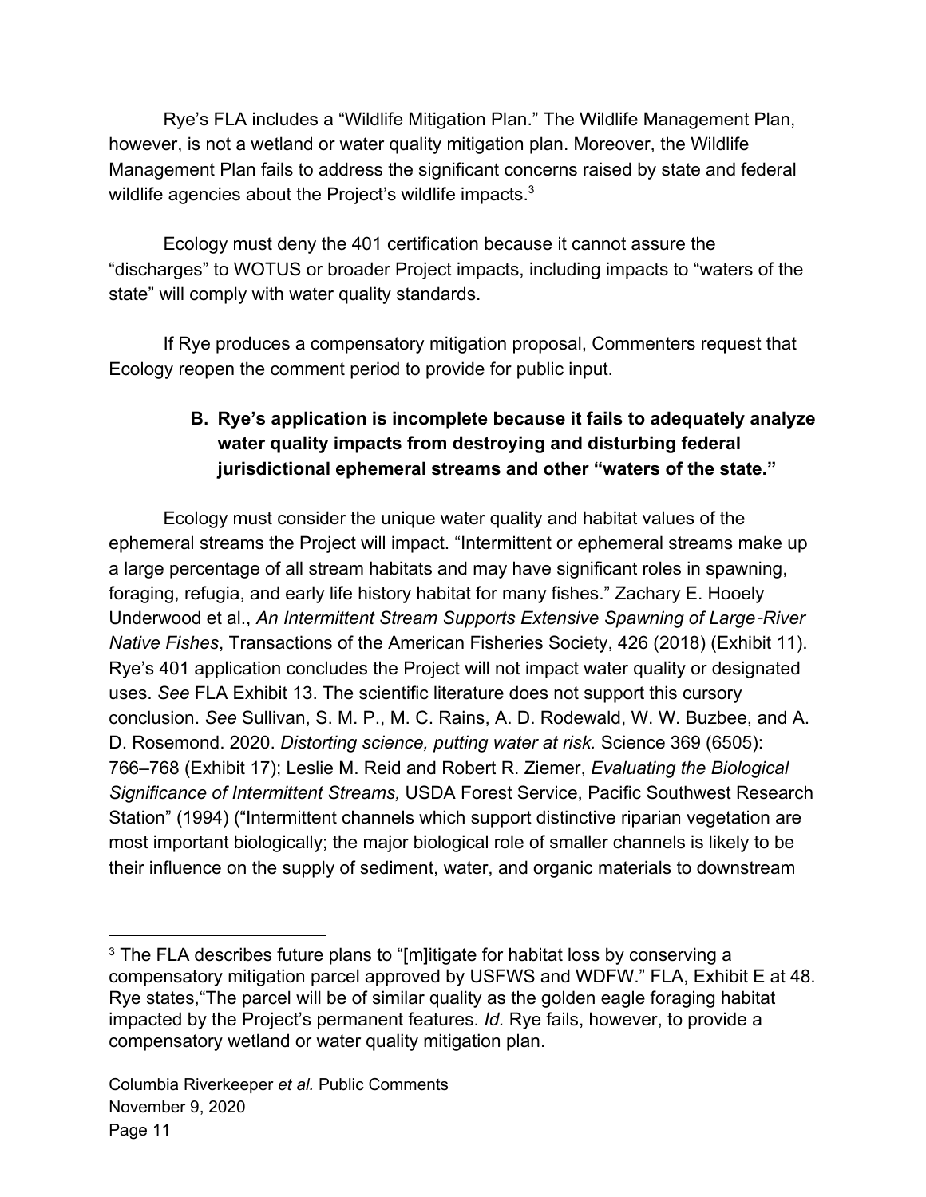Rye's FLA includes a "Wildlife Mitigation Plan." The Wildlife Management Plan, however, is not a wetland or water quality mitigation plan. Moreover, the Wildlife Management Plan fails to address the significant concerns raised by state and federal wildlife agencies about the Project's wildlife impacts.[3]

Ecology must deny the 401 certification because it cannot assure the "discharges" to WOTUS or broader Project impacts, including impacts to "waters of the state" will comply with water quality standards.

If Rye produces a compensatory mitigation proposal, Commenters request that Ecology reopen the comment period to provide for public input.

### B. Rye's application is incomplete because it fails to adequately analyze water quality impacts from destroying and disturbing federal jurisdictional ephemeral streams and other "waters of the state."

Ecology must consider the unique water quality and habitat values of the ephemeral streams the Project will impact. "Intermittent or ephemeral streams make up a large percentage of all stream habitats and may have significant roles in spawning, foraging, refugia, and early life history habitat for many fishes." Zachary E. Hooely Underwood et al., *An Intermittent Stream Supports Extensive Spawning of Large-River Native Fishes*, Transactions of the American Fisheries Society, 426 (2018) (Exhibit 11). Rye's 401 application concludes the Project will not impact water quality or designated uses. *See* FLA Exhibit 13. The scientific literature does not support this cursory conclusion. *See* Sullivan, S. M. P., M. C. Rains, A. D. Rodewald, W. W. Buzbee, and A. D. Rosemond. 2020. *Distorting science, putting water at risk.* Science 369 (6505): 766–768 (Exhibit 17); Leslie M. Reid and Robert R. Ziemer, *Evaluating the Biological Significance of Intermittent Streams,* USDA Forest Service, Pacific Southwest Research Station" (1994) ("Intermittent channels which support distinctive riparian vegetation are most important biologically; the major biological role of smaller channels is likely to be their influence on the supply of sediment, water, and organic materials to downstream

---

[3] The FLA describes future plans to "[m]itigate for habitat loss by conserving a compensatory mitigation parcel approved by USFWS and WDFW." FLA, Exhibit E at 48. Rye states,"The parcel will be of similar quality as the golden eagle foraging habitat impacted by the Project's permanent features. *Id.* Rye fails, however, to provide a compensatory wetland or water quality mitigation plan.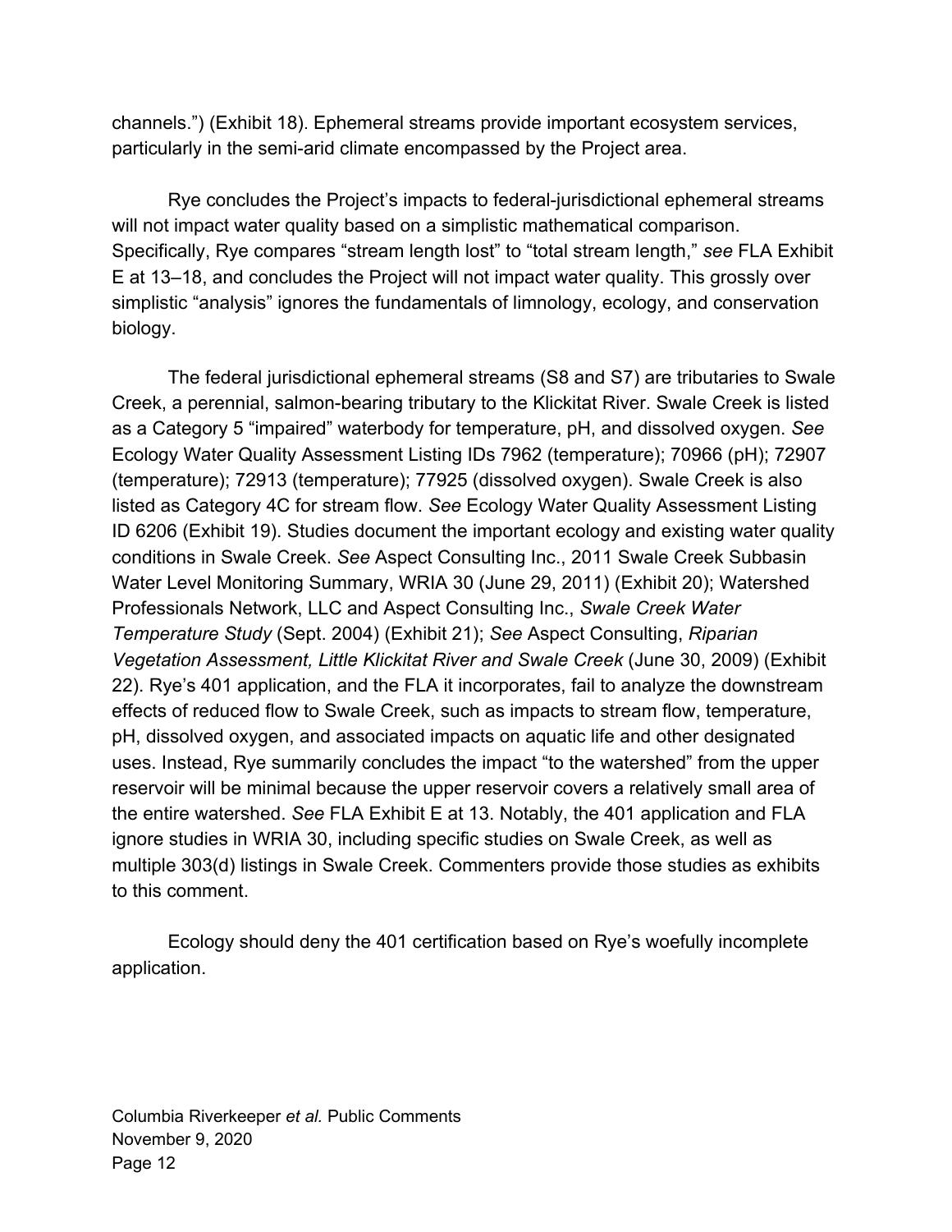channels.") (Exhibit 18). Ephemeral streams provide important ecosystem services, particularly in the semi-arid climate encompassed by the Project area.

Rye concludes the Project's impacts to federal-jurisdictional ephemeral streams will not impact water quality based on a simplistic mathematical comparison. Specifically, Rye compares "stream length lost" to "total stream length," *see* FLA Exhibit E at 13–18, and concludes the Project will not impact water quality. This grossly over simplistic "analysis" ignores the fundamentals of limnology, ecology, and conservation biology.

The federal jurisdictional ephemeral streams (S8 and S7) are tributaries to Swale Creek, a perennial, salmon-bearing tributary to the Klickitat River. Swale Creek is listed as a Category 5 "impaired" waterbody for temperature, pH, and dissolved oxygen. *See* Ecology Water Quality Assessment Listing IDs 7962 (temperature); 70966 (pH); 72907 (temperature); 72913 (temperature); 77925 (dissolved oxygen). Swale Creek is also listed as Category 4C for stream flow. *See* Ecology Water Quality Assessment Listing ID 6206 (Exhibit 19). Studies document the important ecology and existing water quality conditions in Swale Creek. *See* Aspect Consulting Inc., 2011 Swale Creek Subbasin Water Level Monitoring Summary, WRIA 30 (June 29, 2011) (Exhibit 20); Watershed Professionals Network, LLC and Aspect Consulting Inc., *Swale Creek Water Temperature Study* (Sept. 2004) (Exhibit 21); *See* Aspect Consulting, *Riparian Vegetation Assessment, Little Klickitat River and Swale Creek* (June 30, 2009) (Exhibit 22). Rye's 401 application, and the FLA it incorporates, fail to analyze the downstream effects of reduced flow to Swale Creek, such as impacts to stream flow, temperature, pH, dissolved oxygen, and associated impacts on aquatic life and other designated uses. Instead, Rye summarily concludes the impact "to the watershed" from the upper reservoir will be minimal because the upper reservoir covers a relatively small area of the entire watershed. *See* FLA Exhibit E at 13. Notably, the 401 application and FLA ignore studies in WRIA 30, including specific studies on Swale Creek, as well as multiple 303(d) listings in Swale Creek. Commenters provide those studies as exhibits to this comment.

Ecology should deny the 401 certification based on Rye's woefully incomplete application.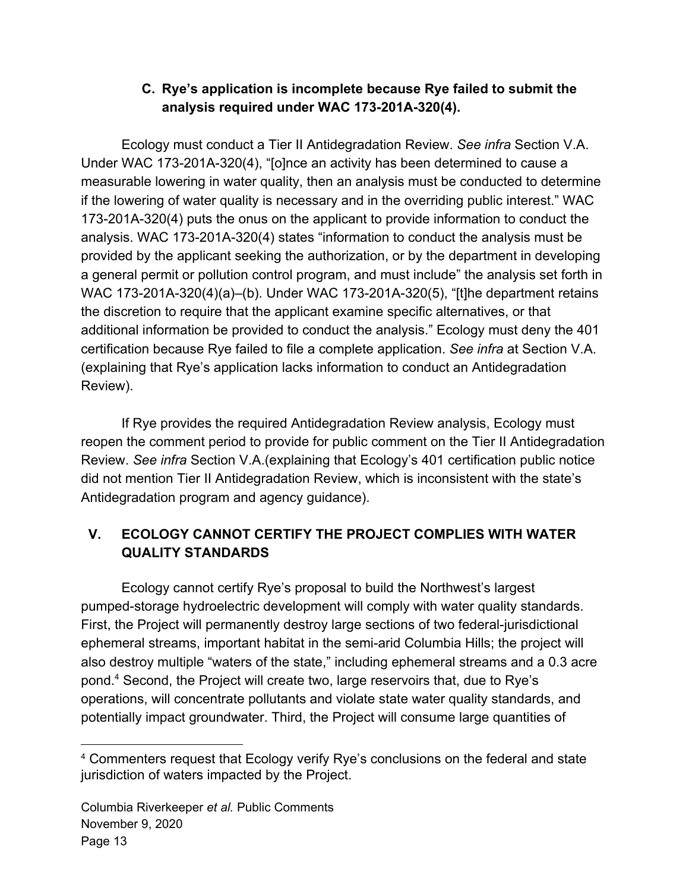### C. Rye's application is incomplete because Rye failed to submit the analysis required under WAC 173-201A-320(4).

Ecology must conduct a Tier II Antidegradation Review. *See infra* Section V.A. Under WAC 173-201A-320(4), "[o]nce an activity has been determined to cause a measurable lowering in water quality, then an analysis must be conducted to determine if the lowering of water quality is necessary and in the overriding public interest." WAC 173-201A-320(4) puts the onus on the applicant to provide information to conduct the analysis. WAC 173-201A-320(4) states "information to conduct the analysis must be provided by the applicant seeking the authorization, or by the department in developing a general permit or pollution control program, and must include" the analysis set forth in WAC 173-201A-320(4)(a)–(b). Under WAC 173-201A-320(5), "[t]he department retains the discretion to require that the applicant examine specific alternatives, or that additional information be provided to conduct the analysis." Ecology must deny the 401 certification because Rye failed to file a complete application. *See infra* at Section V.A. (explaining that Rye's application lacks information to conduct an Antidegradation Review).

If Rye provides the required Antidegradation Review analysis, Ecology must reopen the comment period to provide for public comment on the Tier II Antidegradation Review. *See infra* Section V.A.(explaining that Ecology's 401 certification public notice did not mention Tier II Antidegradation Review, which is inconsistent with the state's Antidegradation program and agency guidance).

## V. ECOLOGY CANNOT CERTIFY THE PROJECT COMPLIES WITH WATER QUALITY STANDARDS

Ecology cannot certify Rye's proposal to build the Northwest's largest pumped-storage hydroelectric development will comply with water quality standards. First, the Project will permanently destroy large sections of two federal-jurisdictional ephemeral streams, important habitat in the semi-arid Columbia Hills; the project will also destroy multiple "waters of the state," including ephemeral streams and a 0.3 acre pond.[4] Second, the Project will create two, large reservoirs that, due to Rye's operations, will concentrate pollutants and violate state water quality standards, and potentially impact groundwater. Third, the Project will consume large quantities of

[4] Commenters request that Ecology verify Rye's conclusions on the federal and state jurisdiction of waters impacted by the Project.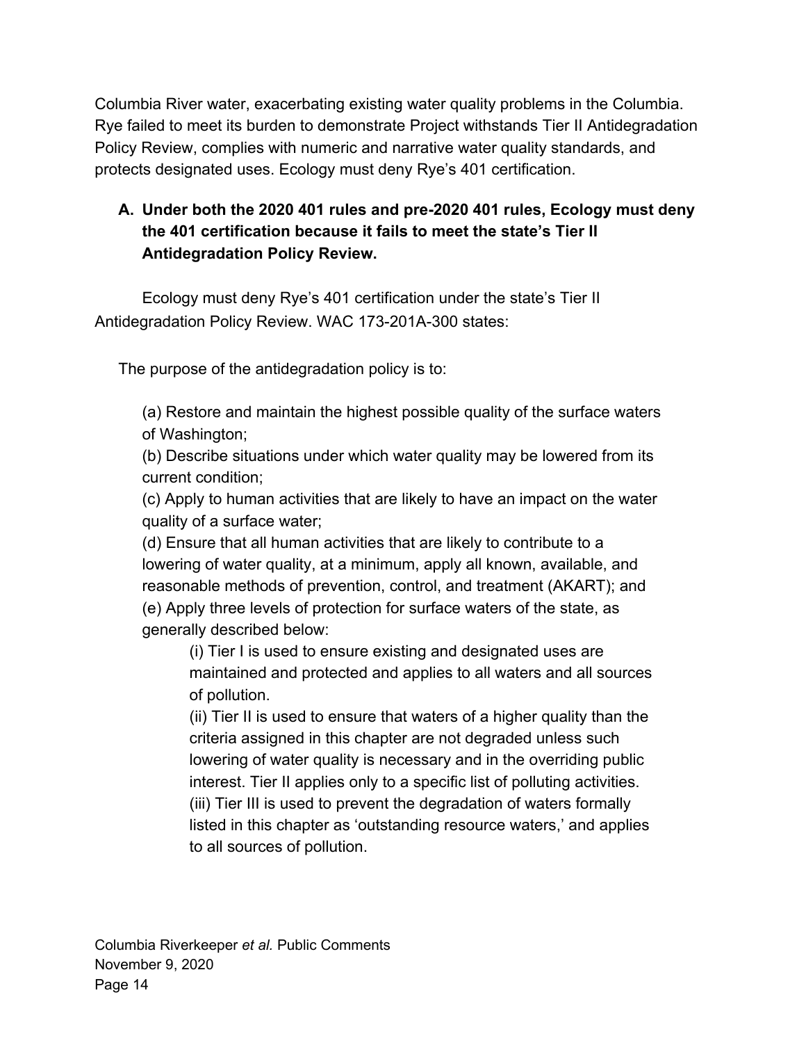Columbia River water, exacerbating existing water quality problems in the Columbia. Rye failed to meet its burden to demonstrate Project withstands Tier II Antidegradation Policy Review, complies with numeric and narrative water quality standards, and protects designated uses. Ecology must deny Rye's 401 certification.

### A. Under both the 2020 401 rules and pre-2020 401 rules, Ecology must deny the 401 certification because it fails to meet the state's Tier II Antidegradation Policy Review.

Ecology must deny Rye's 401 certification under the state's Tier II Antidegradation Policy Review. WAC 173-201A-300 states:

> The purpose of the antidegradation policy is to:
>
> (a) Restore and maintain the highest possible quality of the surface waters of Washington;
> (b) Describe situations under which water quality may be lowered from its current condition;
> (c) Apply to human activities that are likely to have an impact on the water quality of a surface water;
> (d) Ensure that all human activities that are likely to contribute to a lowering of water quality, at a minimum, apply all known, available, and reasonable methods of prevention, control, and treatment (AKART); and
> (e) Apply three levels of protection for surface waters of the state, as generally described below:
>
> > (i) Tier I is used to ensure existing and designated uses are maintained and protected and applies to all waters and all sources of pollution.
> > (ii) Tier II is used to ensure that waters of a higher quality than the criteria assigned in this chapter are not degraded unless such lowering of water quality is necessary and in the overriding public interest. Tier II applies only to a specific list of polluting activities.
> > (iii) Tier III is used to prevent the degradation of waters formally listed in this chapter as 'outstanding resource waters,' and applies to all sources of pollution.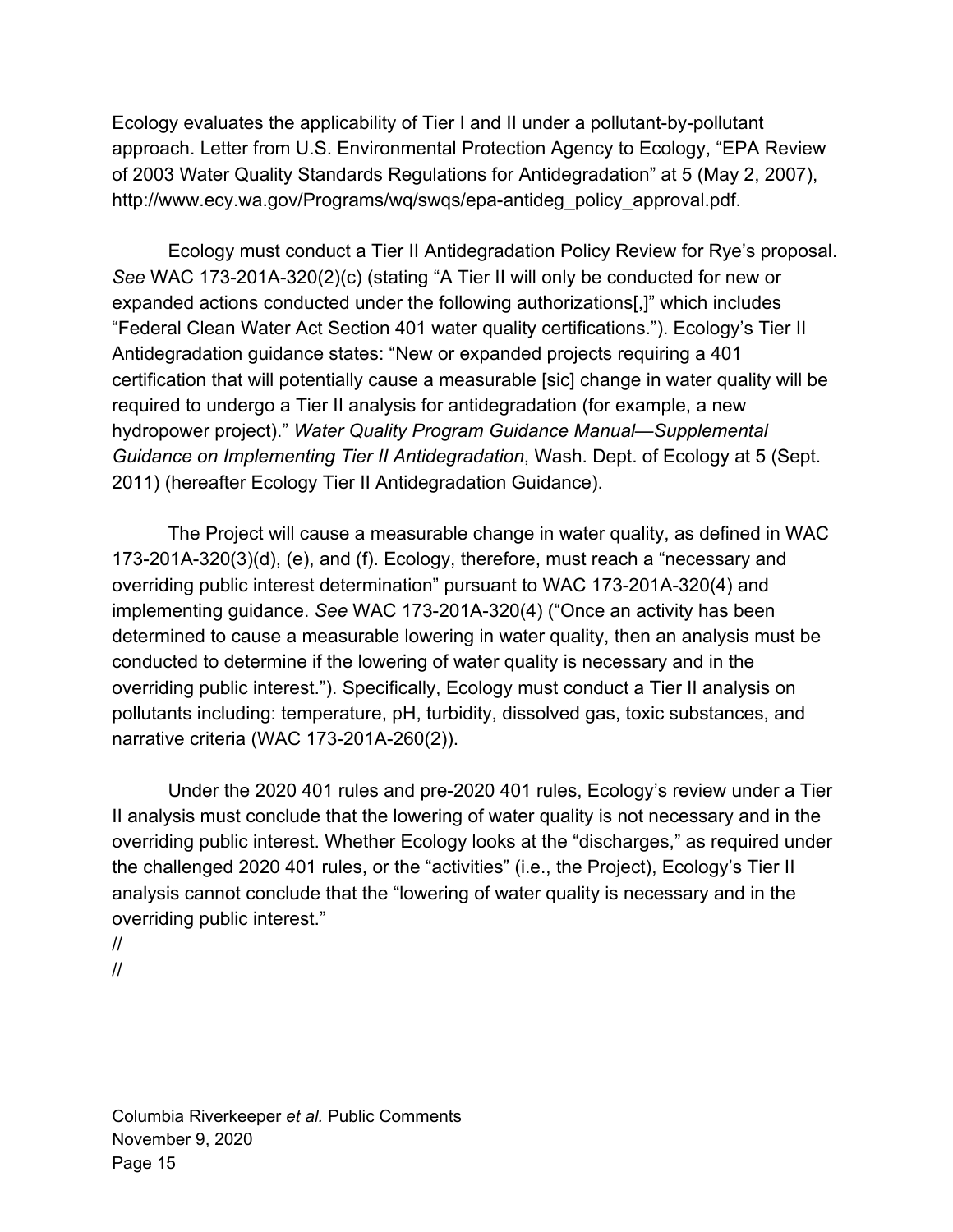Ecology evaluates the applicability of Tier I and II under a pollutant-by-pollutant approach. Letter from U.S. Environmental Protection Agency to Ecology, "EPA Review of 2003 Water Quality Standards Regulations for Antidegradation" at 5 (May 2, 2007), http://www.ecy.wa.gov/Programs/wq/swqs/epa-antideg_policy_approval.pdf.

Ecology must conduct a Tier II Antidegradation Policy Review for Rye's proposal. *See* WAC 173-201A-320(2)(c) (stating "A Tier II will only be conducted for new or expanded actions conducted under the following authorizations[,]" which includes "Federal Clean Water Act Section 401 water quality certifications."). Ecology's Tier II Antidegradation guidance states: "New or expanded projects requiring a 401 certification that will potentially cause a measurable [sic] change in water quality will be required to undergo a Tier II analysis for antidegradation (for example, a new hydropower project)." *Water Quality Program Guidance Manual—Supplemental Guidance on Implementing Tier II Antidegradation*, Wash. Dept. of Ecology at 5 (Sept. 2011) (hereafter Ecology Tier II Antidegradation Guidance).

The Project will cause a measurable change in water quality, as defined in WAC 173-201A-320(3)(d), (e), and (f). Ecology, therefore, must reach a "necessary and overriding public interest determination" pursuant to WAC 173-201A-320(4) and implementing guidance. *See* WAC 173-201A-320(4) ("Once an activity has been determined to cause a measurable lowering in water quality, then an analysis must be conducted to determine if the lowering of water quality is necessary and in the overriding public interest."). Specifically, Ecology must conduct a Tier II analysis on pollutants including: temperature, pH, turbidity, dissolved gas, toxic substances, and narrative criteria (WAC 173-201A-260(2)).

Under the 2020 401 rules and pre-2020 401 rules, Ecology's review under a Tier II analysis must conclude that the lowering of water quality is not necessary and in the overriding public interest. Whether Ecology looks at the "discharges," as required under the challenged 2020 401 rules, or the "activities" (i.e., the Project), Ecology's Tier II analysis cannot conclude that the "lowering of water quality is necessary and in the overriding public interest."

//

//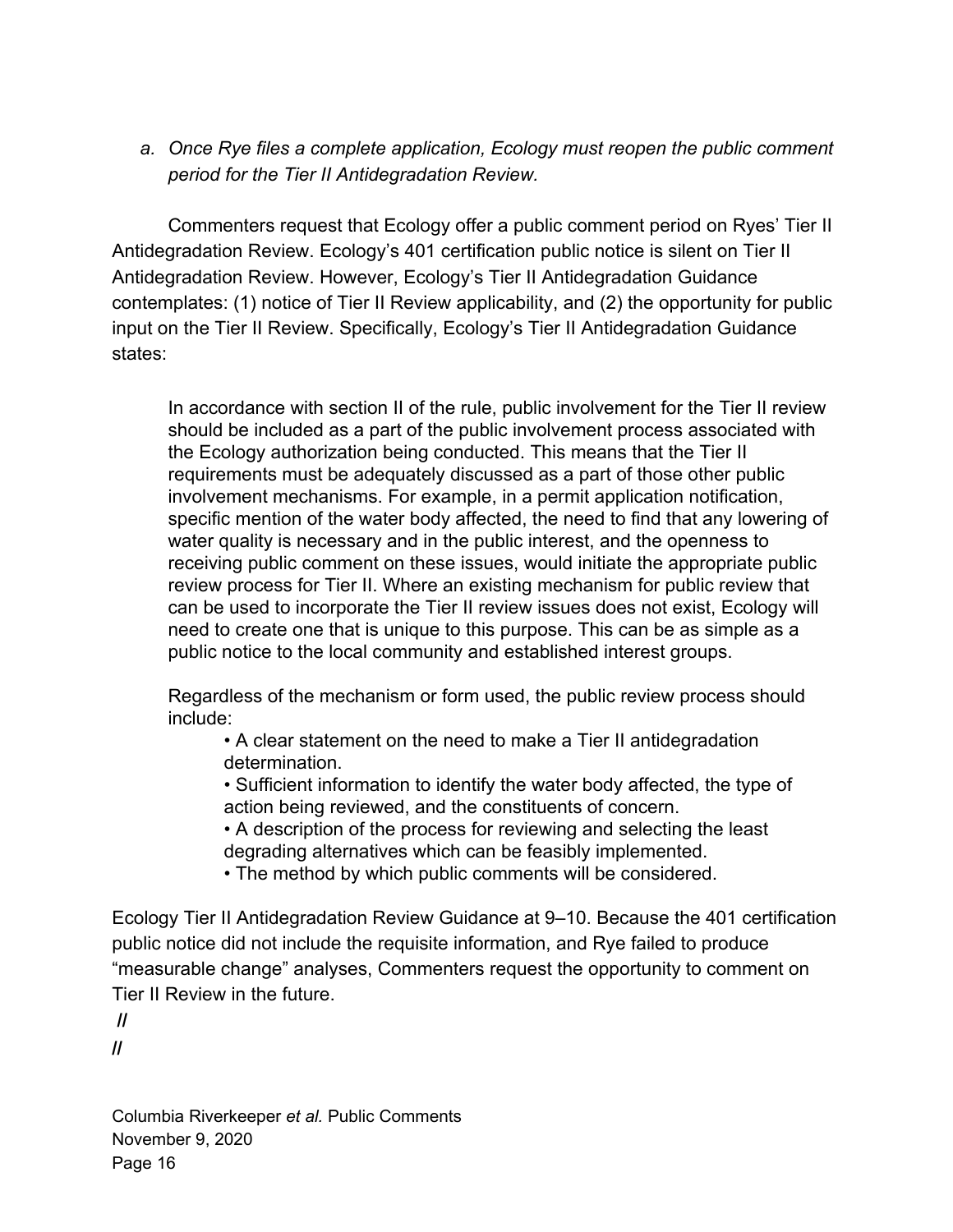*a. Once Rye files a complete application, Ecology must reopen the public comment period for the Tier II Antidegradation Review.*

Commenters request that Ecology offer a public comment period on Ryes' Tier II Antidegradation Review. Ecology's 401 certification public notice is silent on Tier II Antidegradation Review. However, Ecology's Tier II Antidegradation Guidance contemplates: (1) notice of Tier II Review applicability, and (2) the opportunity for public input on the Tier II Review. Specifically, Ecology's Tier II Antidegradation Guidance states:

> In accordance with section II of the rule, public involvement for the Tier II review should be included as a part of the public involvement process associated with the Ecology authorization being conducted. This means that the Tier II requirements must be adequately discussed as a part of those other public involvement mechanisms. For example, in a permit application notification, specific mention of the water body affected, the need to find that any lowering of water quality is necessary and in the public interest, and the openness to receiving public comment on these issues, would initiate the appropriate public review process for Tier II. Where an existing mechanism for public review that can be used to incorporate the Tier II review issues does not exist, Ecology will need to create one that is unique to this purpose. This can be as simple as a public notice to the local community and established interest groups.
>
> Regardless of the mechanism or form used, the public review process should include:
>
> - A clear statement on the need to make a Tier II antidegradation determination.
> - Sufficient information to identify the water body affected, the type of action being reviewed, and the constituents of concern.
> - A description of the process for reviewing and selecting the least degrading alternatives which can be feasibly implemented.
> - The method by which public comments will be considered.

Ecology Tier II Antidegradation Review Guidance at 9–10. Because the 401 certification public notice did not include the requisite information, and Rye failed to produce "measurable change" analyses, Commenters request the opportunity to comment on Tier II Review in the future.

//

//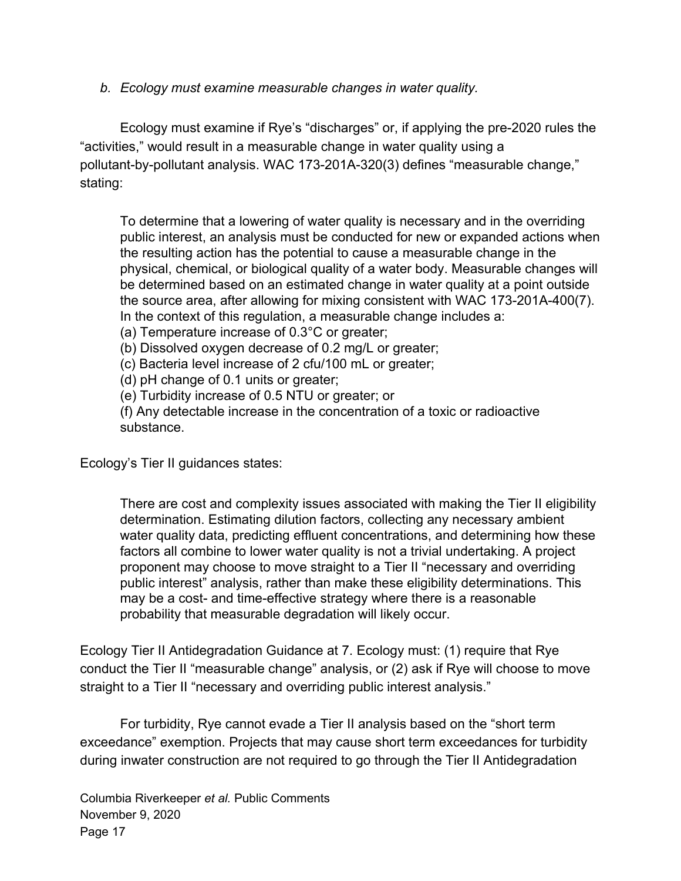*b. Ecology must examine measurable changes in water quality.*

Ecology must examine if Rye's "discharges" or, if applying the pre-2020 rules the "activities," would result in a measurable change in water quality using a pollutant-by-pollutant analysis. WAC 173-201A-320(3) defines "measurable change," stating:

> To determine that a lowering of water quality is necessary and in the overriding public interest, an analysis must be conducted for new or expanded actions when the resulting action has the potential to cause a measurable change in the physical, chemical, or biological quality of a water body. Measurable changes will be determined based on an estimated change in water quality at a point outside the source area, after allowing for mixing consistent with WAC 173-201A-400(7). In the context of this regulation, a measurable change includes a:
> (a) Temperature increase of 0.3°C or greater;
> (b) Dissolved oxygen decrease of 0.2 mg/L or greater;
> (c) Bacteria level increase of 2 cfu/100 mL or greater;
> (d) pH change of 0.1 units or greater;
> (e) Turbidity increase of 0.5 NTU or greater; or
> (f) Any detectable increase in the concentration of a toxic or radioactive substance.

Ecology's Tier II guidances states:

> There are cost and complexity issues associated with making the Tier II eligibility determination. Estimating dilution factors, collecting any necessary ambient water quality data, predicting effluent concentrations, and determining how these factors all combine to lower water quality is not a trivial undertaking. A project proponent may choose to move straight to a Tier II "necessary and overriding public interest" analysis, rather than make these eligibility determinations. This may be a cost- and time-effective strategy where there is a reasonable probability that measurable degradation will likely occur.

Ecology Tier II Antidegradation Guidance at 7. Ecology must: (1) require that Rye conduct the Tier II "measurable change" analysis, or (2) ask if Rye will choose to move straight to a Tier II "necessary and overriding public interest analysis."

For turbidity, Rye cannot evade a Tier II analysis based on the "short term exceedance" exemption. Projects that may cause short term exceedances for turbidity during inwater construction are not required to go through the Tier II Antidegradation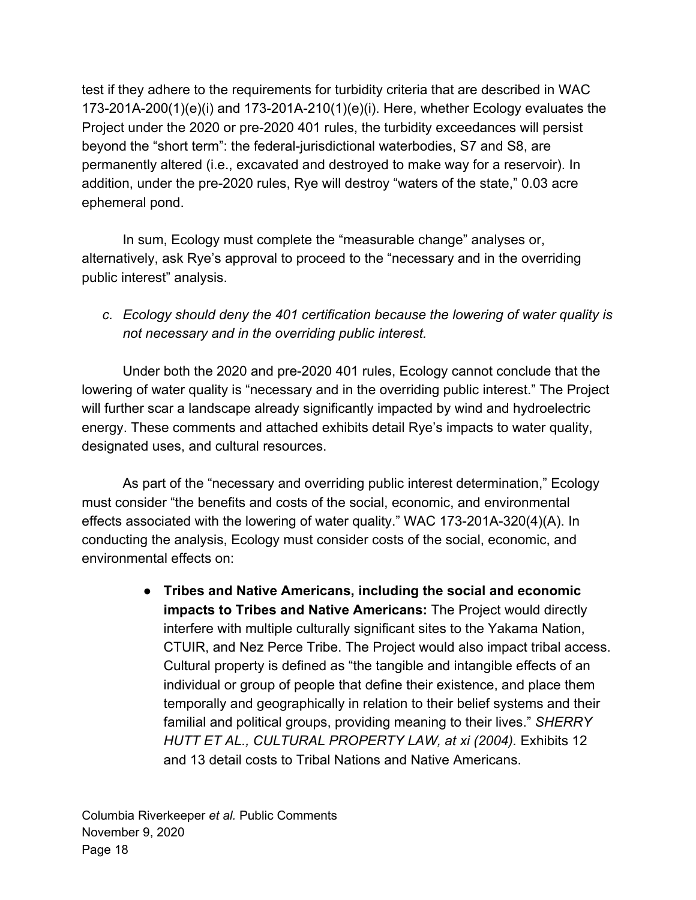test if they adhere to the requirements for turbidity criteria that are described in WAC 173-201A-200(1)(e)(i) and 173-201A-210(1)(e)(i). Here, whether Ecology evaluates the Project under the 2020 or pre-2020 401 rules, the turbidity exceedances will persist beyond the "short term": the federal-jurisdictional waterbodies, S7 and S8, are permanently altered (i.e., excavated and destroyed to make way for a reservoir). In addition, under the pre-2020 rules, Rye will destroy "waters of the state," 0.03 acre ephemeral pond.

In sum, Ecology must complete the "measurable change" analyses or, alternatively, ask Rye's approval to proceed to the "necessary and in the overriding public interest" analysis.

*c. Ecology should deny the 401 certification because the lowering of water quality is not necessary and in the overriding public interest.*

Under both the 2020 and pre-2020 401 rules, Ecology cannot conclude that the lowering of water quality is "necessary and in the overriding public interest." The Project will further scar a landscape already significantly impacted by wind and hydroelectric energy. These comments and attached exhibits detail Rye's impacts to water quality, designated uses, and cultural resources.

As part of the "necessary and overriding public interest determination," Ecology must consider "the benefits and costs of the social, economic, and environmental effects associated with the lowering of water quality." WAC 173-201A-320(4)(A). In conducting the analysis, Ecology must consider costs of the social, economic, and environmental effects on:

- **Tribes and Native Americans, including the social and economic impacts to Tribes and Native Americans:** The Project would directly interfere with multiple culturally significant sites to the Yakama Nation, CTUIR, and Nez Perce Tribe. The Project would also impact tribal access. Cultural property is defined as "the tangible and intangible effects of an individual or group of people that define their existence, and place them temporally and geographically in relation to their belief systems and their familial and political groups, providing meaning to their lives." *SHERRY HUTT ET AL., CULTURAL PROPERTY LAW, at xi (2004).* Exhibits 12 and 13 detail costs to Tribal Nations and Native Americans.

Columbia Riverkeeper *et al.* Public Comments
November 9, 2020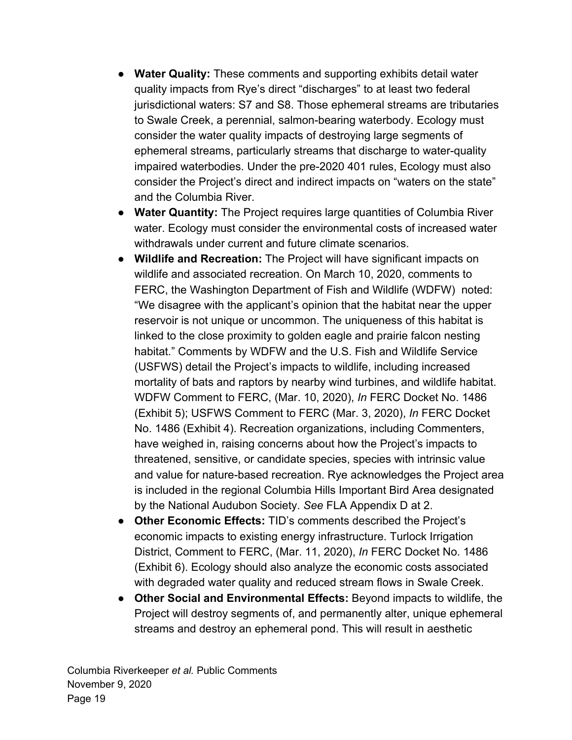- **Water Quality:** These comments and supporting exhibits detail water quality impacts from Rye's direct "discharges" to at least two federal jurisdictional waters: S7 and S8. Those ephemeral streams are tributaries to Swale Creek, a perennial, salmon-bearing waterbody. Ecology must consider the water quality impacts of destroying large segments of ephemeral streams, particularly streams that discharge to water-quality impaired waterbodies. Under the pre-2020 401 rules, Ecology must also consider the Project's direct and indirect impacts on "waters on the state" and the Columbia River.
- **Water Quantity:** The Project requires large quantities of Columbia River water. Ecology must consider the environmental costs of increased water withdrawals under current and future climate scenarios.
- **Wildlife and Recreation:** The Project will have significant impacts on wildlife and associated recreation. On March 10, 2020, comments to FERC, the Washington Department of Fish and Wildlife (WDFW) noted: "We disagree with the applicant's opinion that the habitat near the upper reservoir is not unique or uncommon. The uniqueness of this habitat is linked to the close proximity to golden eagle and prairie falcon nesting habitat." Comments by WDFW and the U.S. Fish and Wildlife Service (USFWS) detail the Project's impacts to wildlife, including increased mortality of bats and raptors by nearby wind turbines, and wildlife habitat. WDFW Comment to FERC, (Mar. 10, 2020), *In* FERC Docket No. 1486 (Exhibit 5); USFWS Comment to FERC (Mar. 3, 2020), *In* FERC Docket No. 1486 (Exhibit 4). Recreation organizations, including Commenters, have weighed in, raising concerns about how the Project's impacts to threatened, sensitive, or candidate species, species with intrinsic value and value for nature-based recreation. Rye acknowledges the Project area is included in the regional Columbia Hills Important Bird Area designated by the National Audubon Society. *See* FLA Appendix D at 2.
- **Other Economic Effects:** TID's comments described the Project's economic impacts to existing energy infrastructure. Turlock Irrigation District, Comment to FERC, (Mar. 11, 2020), *In* FERC Docket No. 1486 (Exhibit 6). Ecology should also analyze the economic costs associated with degraded water quality and reduced stream flows in Swale Creek.
- **Other Social and Environmental Effects:** Beyond impacts to wildlife, the Project will destroy segments of, and permanently alter, unique ephemeral streams and destroy an ephemeral pond. This will result in aesthetic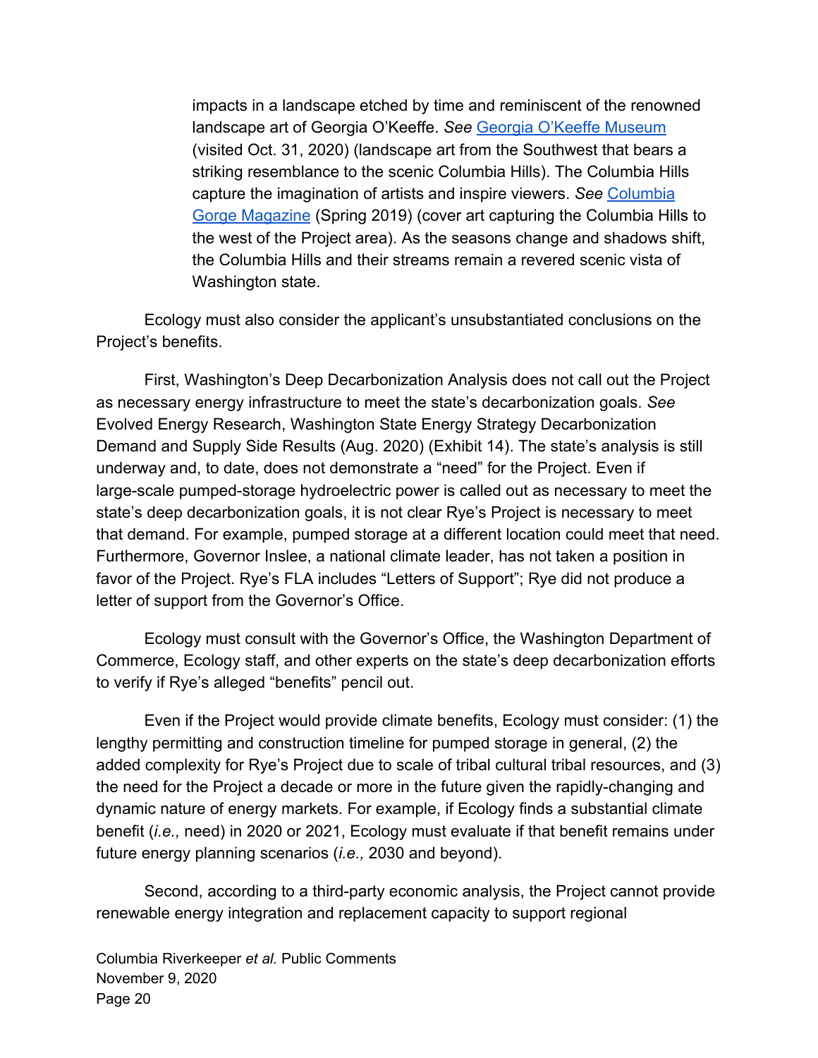> impacts in a landscape etched by time and reminiscent of the renowned landscape art of Georgia O'Keeffe. *See* Georgia O'Keeffe Museum (visited Oct. 31, 2020) (landscape art from the Southwest that bears a striking resemblance to the scenic Columbia Hills). The Columbia Hills capture the imagination of artists and inspire viewers. *See* Columbia Gorge Magazine (Spring 2019) (cover art capturing the Columbia Hills to the west of the Project area). As the seasons change and shadows shift, the Columbia Hills and their streams remain a revered scenic vista of Washington state.

Ecology must also consider the applicant's unsubstantiated conclusions on the Project's benefits.

First, Washington's Deep Decarbonization Analysis does not call out the Project as necessary energy infrastructure to meet the state's decarbonization goals. *See* Evolved Energy Research, Washington State Energy Strategy Decarbonization Demand and Supply Side Results (Aug. 2020) (Exhibit 14). The state's analysis is still underway and, to date, does not demonstrate a "need" for the Project. Even if large-scale pumped-storage hydroelectric power is called out as necessary to meet the state's deep decarbonization goals, it is not clear Rye's Project is necessary to meet that demand. For example, pumped storage at a different location could meet that need. Furthermore, Governor Inslee, a national climate leader, has not taken a position in favor of the Project. Rye's FLA includes "Letters of Support"; Rye did not produce a letter of support from the Governor's Office.

Ecology must consult with the Governor's Office, the Washington Department of Commerce, Ecology staff, and other experts on the state's deep decarbonization efforts to verify if Rye's alleged "benefits" pencil out.

Even if the Project would provide climate benefits, Ecology must consider: (1) the lengthy permitting and construction timeline for pumped storage in general, (2) the added complexity for Rye's Project due to scale of tribal cultural tribal resources, and (3) the need for the Project a decade or more in the future given the rapidly-changing and dynamic nature of energy markets. For example, if Ecology finds a substantial climate benefit (*i.e.,* need) in 2020 or 2021, Ecology must evaluate if that benefit remains under future energy planning scenarios (*i.e.,* 2030 and beyond).

Second, according to a third-party economic analysis, the Project cannot provide renewable energy integration and replacement capacity to support regional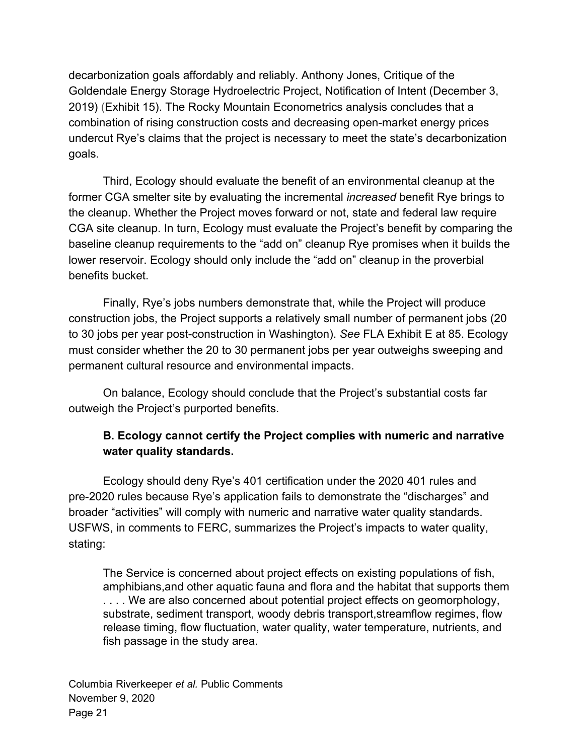decarbonization goals affordably and reliably. Anthony Jones, Critique of the Goldendale Energy Storage Hydroelectric Project, Notification of Intent (December 3, 2019) (Exhibit 15). The Rocky Mountain Econometrics analysis concludes that a combination of rising construction costs and decreasing open-market energy prices undercut Rye's claims that the project is necessary to meet the state's decarbonization goals.

Third, Ecology should evaluate the benefit of an environmental cleanup at the former CGA smelter site by evaluating the incremental *increased* benefit Rye brings to the cleanup. Whether the Project moves forward or not, state and federal law require CGA site cleanup. In turn, Ecology must evaluate the Project's benefit by comparing the baseline cleanup requirements to the "add on" cleanup Rye promises when it builds the lower reservoir. Ecology should only include the "add on" cleanup in the proverbial benefits bucket.

Finally, Rye's jobs numbers demonstrate that, while the Project will produce construction jobs, the Project supports a relatively small number of permanent jobs (20 to 30 jobs per year post-construction in Washington). *See* FLA Exhibit E at 85. Ecology must consider whether the 20 to 30 permanent jobs per year outweighs sweeping and permanent cultural resource and environmental impacts.

On balance, Ecology should conclude that the Project's substantial costs far outweigh the Project's purported benefits.

### B. Ecology cannot certify the Project complies with numeric and narrative water quality standards.

Ecology should deny Rye's 401 certification under the 2020 401 rules and pre-2020 rules because Rye's application fails to demonstrate the "discharges" and broader "activities" will comply with numeric and narrative water quality standards. USFWS, in comments to FERC, summarizes the Project's impacts to water quality, stating:

> The Service is concerned about project effects on existing populations of fish, amphibians,and other aquatic fauna and flora and the habitat that supports them . . . . We are also concerned about potential project effects on geomorphology, substrate, sediment transport, woody debris transport,streamflow regimes, flow release timing, flow fluctuation, water quality, water temperature, nutrients, and fish passage in the study area.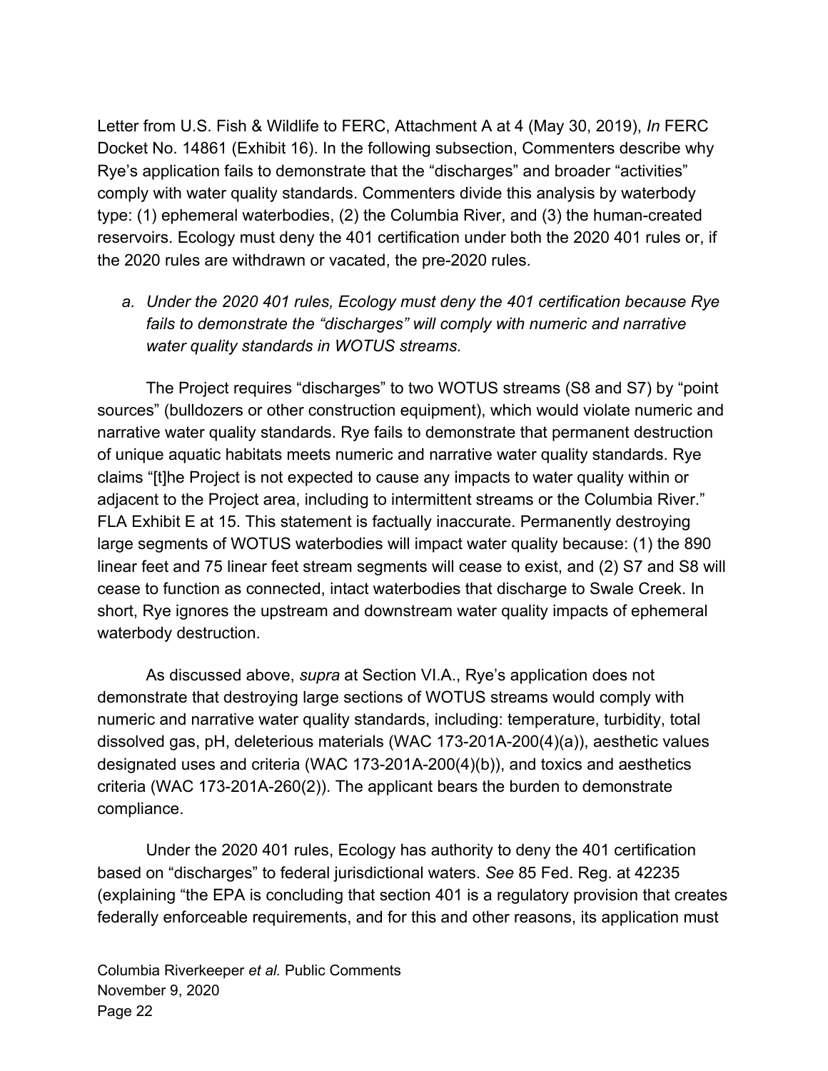Letter from U.S. Fish & Wildlife to FERC, Attachment A at 4 (May 30, 2019), *In* FERC Docket No. 14861 (Exhibit 16). In the following subsection, Commenters describe why Rye's application fails to demonstrate that the "discharges" and broader "activities" comply with water quality standards. Commenters divide this analysis by waterbody type: (1) ephemeral waterbodies, (2) the Columbia River, and (3) the human-created reservoirs. Ecology must deny the 401 certification under both the 2020 401 rules or, if the 2020 rules are withdrawn or vacated, the pre-2020 rules.

*a. Under the 2020 401 rules, Ecology must deny the 401 certification because Rye fails to demonstrate the "discharges" will comply with numeric and narrative water quality standards in WOTUS streams.*

The Project requires "discharges" to two WOTUS streams (S8 and S7) by "point sources" (bulldozers or other construction equipment), which would violate numeric and narrative water quality standards. Rye fails to demonstrate that permanent destruction of unique aquatic habitats meets numeric and narrative water quality standards. Rye claims "[t]he Project is not expected to cause any impacts to water quality within or adjacent to the Project area, including to intermittent streams or the Columbia River." FLA Exhibit E at 15. This statement is factually inaccurate. Permanently destroying large segments of WOTUS waterbodies will impact water quality because: (1) the 890 linear feet and 75 linear feet stream segments will cease to exist, and (2) S7 and S8 will cease to function as connected, intact waterbodies that discharge to Swale Creek. In short, Rye ignores the upstream and downstream water quality impacts of ephemeral waterbody destruction.

As discussed above, *supra* at Section VI.A., Rye's application does not demonstrate that destroying large sections of WOTUS streams would comply with numeric and narrative water quality standards, including: temperature, turbidity, total dissolved gas, pH, deleterious materials (WAC 173-201A-200(4)(a)), aesthetic values designated uses and criteria (WAC 173-201A-200(4)(b)), and toxics and aesthetics criteria (WAC 173-201A-260(2)). The applicant bears the burden to demonstrate compliance.

Under the 2020 401 rules, Ecology has authority to deny the 401 certification based on "discharges" to federal jurisdictional waters. *See* 85 Fed. Reg. at 42235 (explaining "the EPA is concluding that section 401 is a regulatory provision that creates federally enforceable requirements, and for this and other reasons, its application must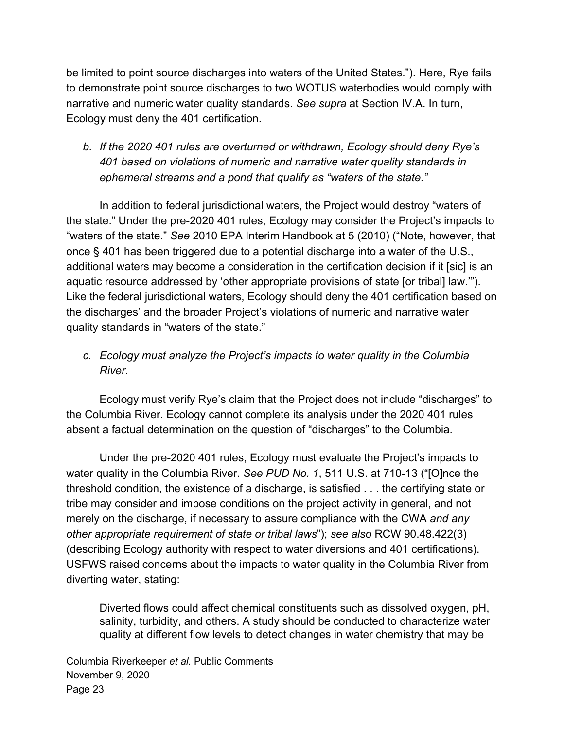be limited to point source discharges into waters of the United States."). Here, Rye fails to demonstrate point source discharges to two WOTUS waterbodies would comply with narrative and numeric water quality standards. *See supra* at Section IV.A. In turn, Ecology must deny the 401 certification.

*b. If the 2020 401 rules are overturned or withdrawn, Ecology should deny Rye's 401 based on violations of numeric and narrative water quality standards in ephemeral streams and a pond that qualify as "waters of the state."*

In addition to federal jurisdictional waters, the Project would destroy "waters of the state." Under the pre-2020 401 rules, Ecology may consider the Project's impacts to "waters of the state." *See* 2010 EPA Interim Handbook at 5 (2010) ("Note, however, that once § 401 has been triggered due to a potential discharge into a water of the U.S., additional waters may become a consideration in the certification decision if it [sic] is an aquatic resource addressed by 'other appropriate provisions of state [or tribal] law.'"). Like the federal jurisdictional waters, Ecology should deny the 401 certification based on the discharges' and the broader Project's violations of numeric and narrative water quality standards in "waters of the state."

*c. Ecology must analyze the Project's impacts to water quality in the Columbia River.*

Ecology must verify Rye's claim that the Project does not include "discharges" to the Columbia River. Ecology cannot complete its analysis under the 2020 401 rules absent a factual determination on the question of "discharges" to the Columbia.

Under the pre-2020 401 rules, Ecology must evaluate the Project's impacts to water quality in the Columbia River. *See PUD No. 1*, 511 U.S. at 710-13 ("[O]nce the threshold condition, the existence of a discharge, is satisfied . . . the certifying state or tribe may consider and impose conditions on the project activity in general, and not merely on the discharge, if necessary to assure compliance with the CWA *and any other appropriate requirement of state or tribal laws*"); *see also* RCW 90.48.422(3) (describing Ecology authority with respect to water diversions and 401 certifications). USFWS raised concerns about the impacts to water quality in the Columbia River from diverting water, stating:

> Diverted flows could affect chemical constituents such as dissolved oxygen, pH, salinity, turbidity, and others. A study should be conducted to characterize water quality at different flow levels to detect changes in water chemistry that may be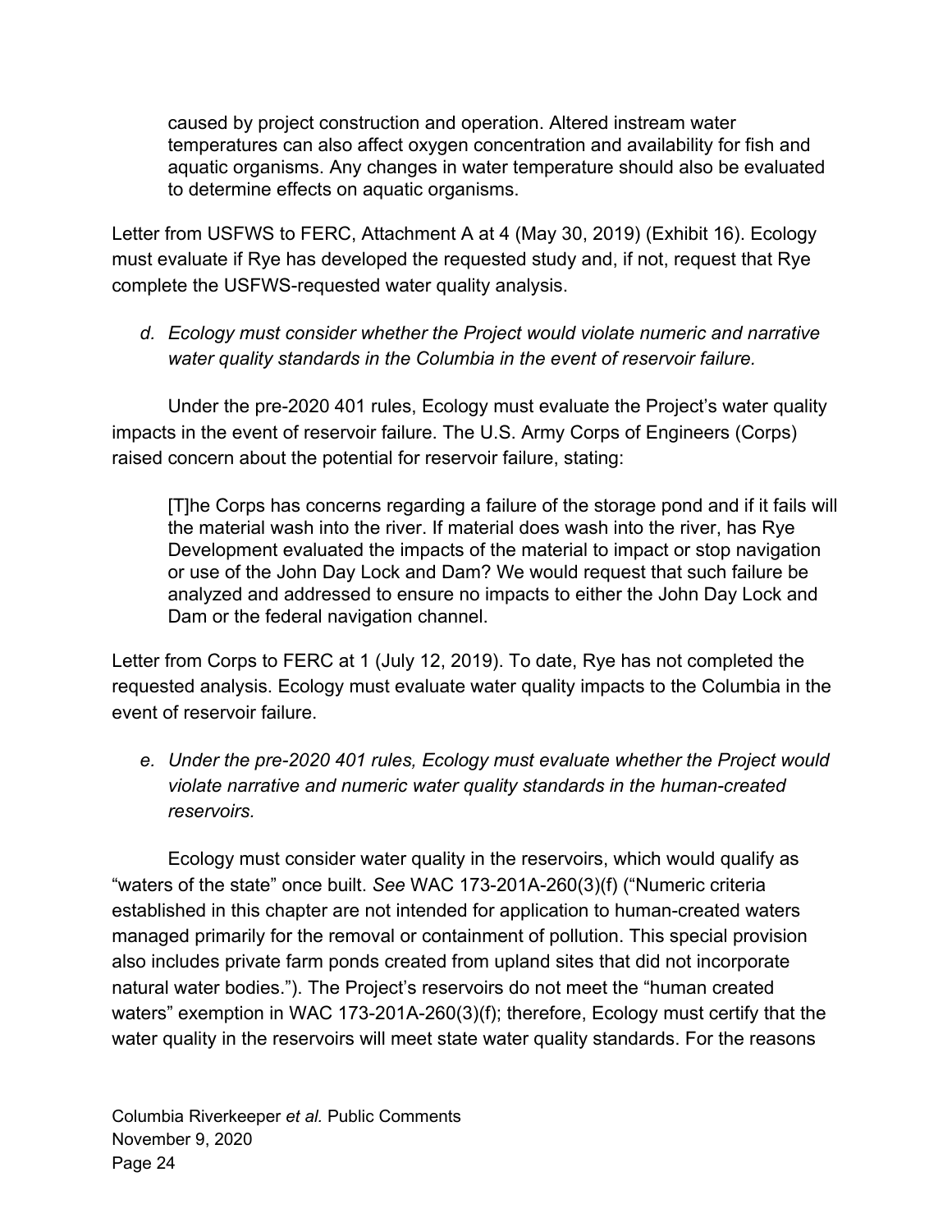> caused by project construction and operation. Altered instream water temperatures can also affect oxygen concentration and availability for fish and aquatic organisms. Any changes in water temperature should also be evaluated to determine effects on aquatic organisms.

Letter from USFWS to FERC, Attachment A at 4 (May 30, 2019) (Exhibit 16). Ecology must evaluate if Rye has developed the requested study and, if not, request that Rye complete the USFWS-requested water quality analysis.

*d. Ecology must consider whether the Project would violate numeric and narrative water quality standards in the Columbia in the event of reservoir failure.*

Under the pre-2020 401 rules, Ecology must evaluate the Project's water quality impacts in the event of reservoir failure. The U.S. Army Corps of Engineers (Corps) raised concern about the potential for reservoir failure, stating:

> [T]he Corps has concerns regarding a failure of the storage pond and if it fails will the material wash into the river. If material does wash into the river, has Rye Development evaluated the impacts of the material to impact or stop navigation or use of the John Day Lock and Dam? We would request that such failure be analyzed and addressed to ensure no impacts to either the John Day Lock and Dam or the federal navigation channel.

Letter from Corps to FERC at 1 (July 12, 2019). To date, Rye has not completed the requested analysis. Ecology must evaluate water quality impacts to the Columbia in the event of reservoir failure.

*e. Under the pre-2020 401 rules, Ecology must evaluate whether the Project would violate narrative and numeric water quality standards in the human-created reservoirs.*

Ecology must consider water quality in the reservoirs, which would qualify as "waters of the state" once built. *See* WAC 173-201A-260(3)(f) ("Numeric criteria established in this chapter are not intended for application to human-created waters managed primarily for the removal or containment of pollution. This special provision also includes private farm ponds created from upland sites that did not incorporate natural water bodies."). The Project's reservoirs do not meet the "human created waters" exemption in WAC 173-201A-260(3)(f); therefore, Ecology must certify that the water quality in the reservoirs will meet state water quality standards. For the reasons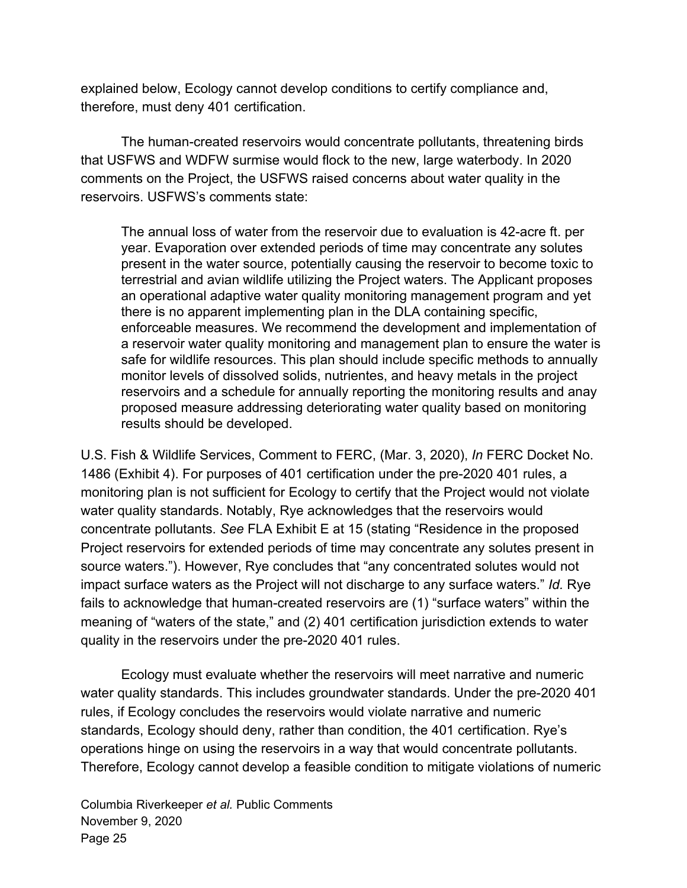explained below, Ecology cannot develop conditions to certify compliance and, therefore, must deny 401 certification.

The human-created reservoirs would concentrate pollutants, threatening birds that USFWS and WDFW surmise would flock to the new, large waterbody. In 2020 comments on the Project, the USFWS raised concerns about water quality in the reservoirs. USFWS's comments state:

> The annual loss of water from the reservoir due to evaluation is 42-acre ft. per year. Evaporation over extended periods of time may concentrate any solutes present in the water source, potentially causing the reservoir to become toxic to terrestrial and avian wildlife utilizing the Project waters. The Applicant proposes an operational adaptive water quality monitoring management program and yet there is no apparent implementing plan in the DLA containing specific, enforceable measures. We recommend the development and implementation of a reservoir water quality monitoring and management plan to ensure the water is safe for wildlife resources. This plan should include specific methods to annually monitor levels of dissolved solids, nutrientes, and heavy metals in the project reservoirs and a schedule for annually reporting the monitoring results and anay proposed measure addressing deteriorating water quality based on monitoring results should be developed.

U.S. Fish & Wildlife Services, Comment to FERC, (Mar. 3, 2020), *In* FERC Docket No. 1486 (Exhibit 4). For purposes of 401 certification under the pre-2020 401 rules, a monitoring plan is not sufficient for Ecology to certify that the Project would not violate water quality standards. Notably, Rye acknowledges that the reservoirs would concentrate pollutants. *See* FLA Exhibit E at 15 (stating "Residence in the proposed Project reservoirs for extended periods of time may concentrate any solutes present in source waters."). However, Rye concludes that "any concentrated solutes would not impact surface waters as the Project will not discharge to any surface waters." *Id.* Rye fails to acknowledge that human-created reservoirs are (1) "surface waters" within the meaning of "waters of the state," and (2) 401 certification jurisdiction extends to water quality in the reservoirs under the pre-2020 401 rules.

Ecology must evaluate whether the reservoirs will meet narrative and numeric water quality standards. This includes groundwater standards. Under the pre-2020 401 rules, if Ecology concludes the reservoirs would violate narrative and numeric standards, Ecology should deny, rather than condition, the 401 certification. Rye's operations hinge on using the reservoirs in a way that would concentrate pollutants. Therefore, Ecology cannot develop a feasible condition to mitigate violations of numeric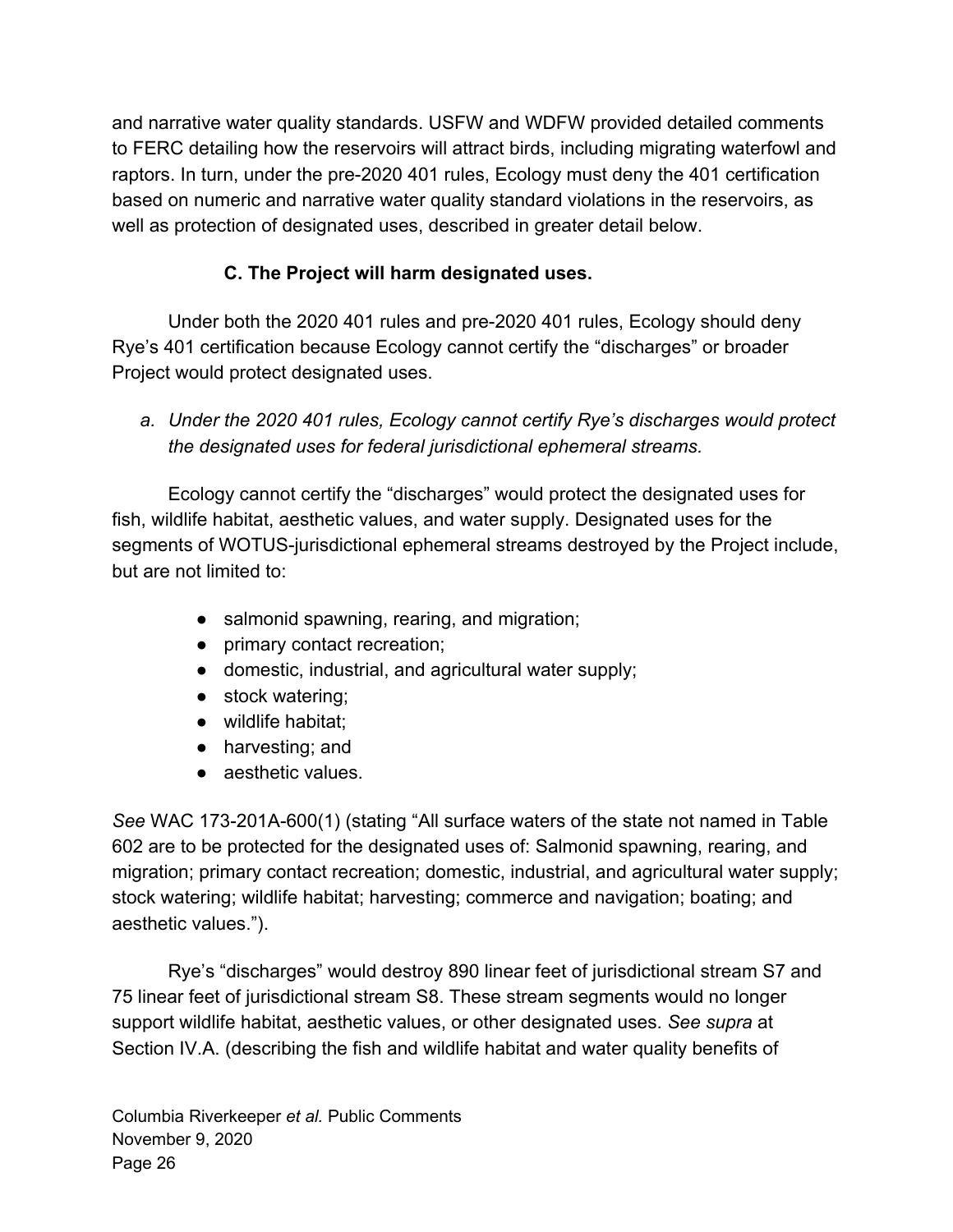and narrative water quality standards. USFW and WDFW provided detailed comments to FERC detailing how the reservoirs will attract birds, including migrating waterfowl and raptors. In turn, under the pre-2020 401 rules, Ecology must deny the 401 certification based on numeric and narrative water quality standard violations in the reservoirs, as well as protection of designated uses, described in greater detail below.

### C. The Project will harm designated uses.

Under both the 2020 401 rules and pre-2020 401 rules, Ecology should deny Rye's 401 certification because Ecology cannot certify the "discharges" or broader Project would protect designated uses.

*a. Under the 2020 401 rules, Ecology cannot certify Rye's discharges would protect the designated uses for federal jurisdictional ephemeral streams.*

Ecology cannot certify the "discharges" would protect the designated uses for fish, wildlife habitat, aesthetic values, and water supply. Designated uses for the segments of WOTUS-jurisdictional ephemeral streams destroyed by the Project include, but are not limited to:

- salmonid spawning, rearing, and migration;
- primary contact recreation;
- domestic, industrial, and agricultural water supply;
- stock watering;
- wildlife habitat;
- harvesting; and
- aesthetic values.

*See* WAC 173-201A-600(1) (stating "All surface waters of the state not named in Table 602 are to be protected for the designated uses of: Salmonid spawning, rearing, and migration; primary contact recreation; domestic, industrial, and agricultural water supply; stock watering; wildlife habitat; harvesting; commerce and navigation; boating; and aesthetic values.").

Rye's "discharges" would destroy 890 linear feet of jurisdictional stream S7 and 75 linear feet of jurisdictional stream S8. These stream segments would no longer support wildlife habitat, aesthetic values, or other designated uses. *See supra* at Section IV.A. (describing the fish and wildlife habitat and water quality benefits of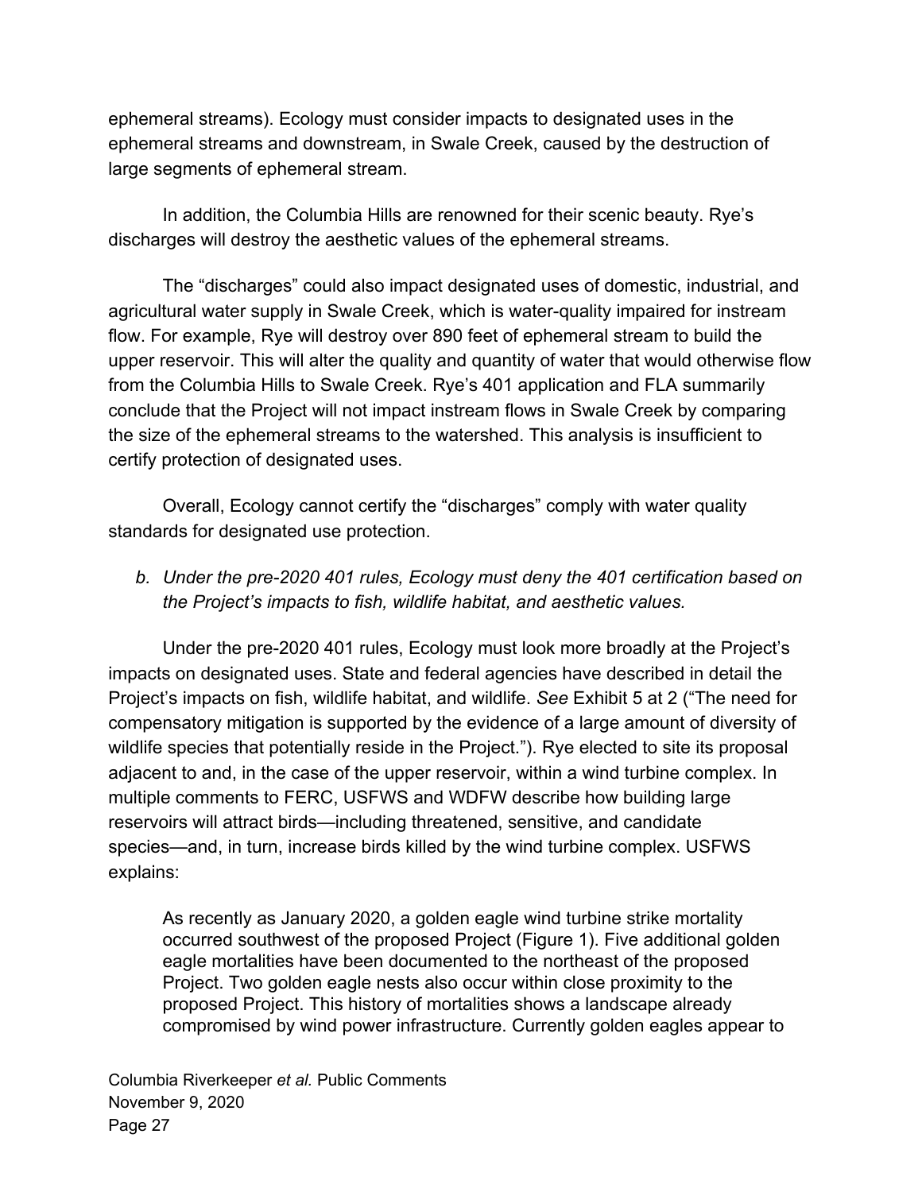ephemeral streams). Ecology must consider impacts to designated uses in the ephemeral streams and downstream, in Swale Creek, caused by the destruction of large segments of ephemeral stream.

In addition, the Columbia Hills are renowned for their scenic beauty. Rye's discharges will destroy the aesthetic values of the ephemeral streams.

The "discharges" could also impact designated uses of domestic, industrial, and agricultural water supply in Swale Creek, which is water-quality impaired for instream flow. For example, Rye will destroy over 890 feet of ephemeral stream to build the upper reservoir. This will alter the quality and quantity of water that would otherwise flow from the Columbia Hills to Swale Creek. Rye's 401 application and FLA summarily conclude that the Project will not impact instream flows in Swale Creek by comparing the size of the ephemeral streams to the watershed. This analysis is insufficient to certify protection of designated uses.

Overall, Ecology cannot certify the "discharges" comply with water quality standards for designated use protection.

*b. Under the pre-2020 401 rules, Ecology must deny the 401 certification based on the Project's impacts to fish, wildlife habitat, and aesthetic values.*

Under the pre-2020 401 rules, Ecology must look more broadly at the Project's impacts on designated uses. State and federal agencies have described in detail the Project's impacts on fish, wildlife habitat, and wildlife. *See* Exhibit 5 at 2 ("The need for compensatory mitigation is supported by the evidence of a large amount of diversity of wildlife species that potentially reside in the Project."). Rye elected to site its proposal adjacent to and, in the case of the upper reservoir, within a wind turbine complex. In multiple comments to FERC, USFWS and WDFW describe how building large reservoirs will attract birds—including threatened, sensitive, and candidate species—and, in turn, increase birds killed by the wind turbine complex. USFWS explains:

> As recently as January 2020, a golden eagle wind turbine strike mortality occurred southwest of the proposed Project (Figure 1). Five additional golden eagle mortalities have been documented to the northeast of the proposed Project. Two golden eagle nests also occur within close proximity to the proposed Project. This history of mortalities shows a landscape already compromised by wind power infrastructure. Currently golden eagles appear to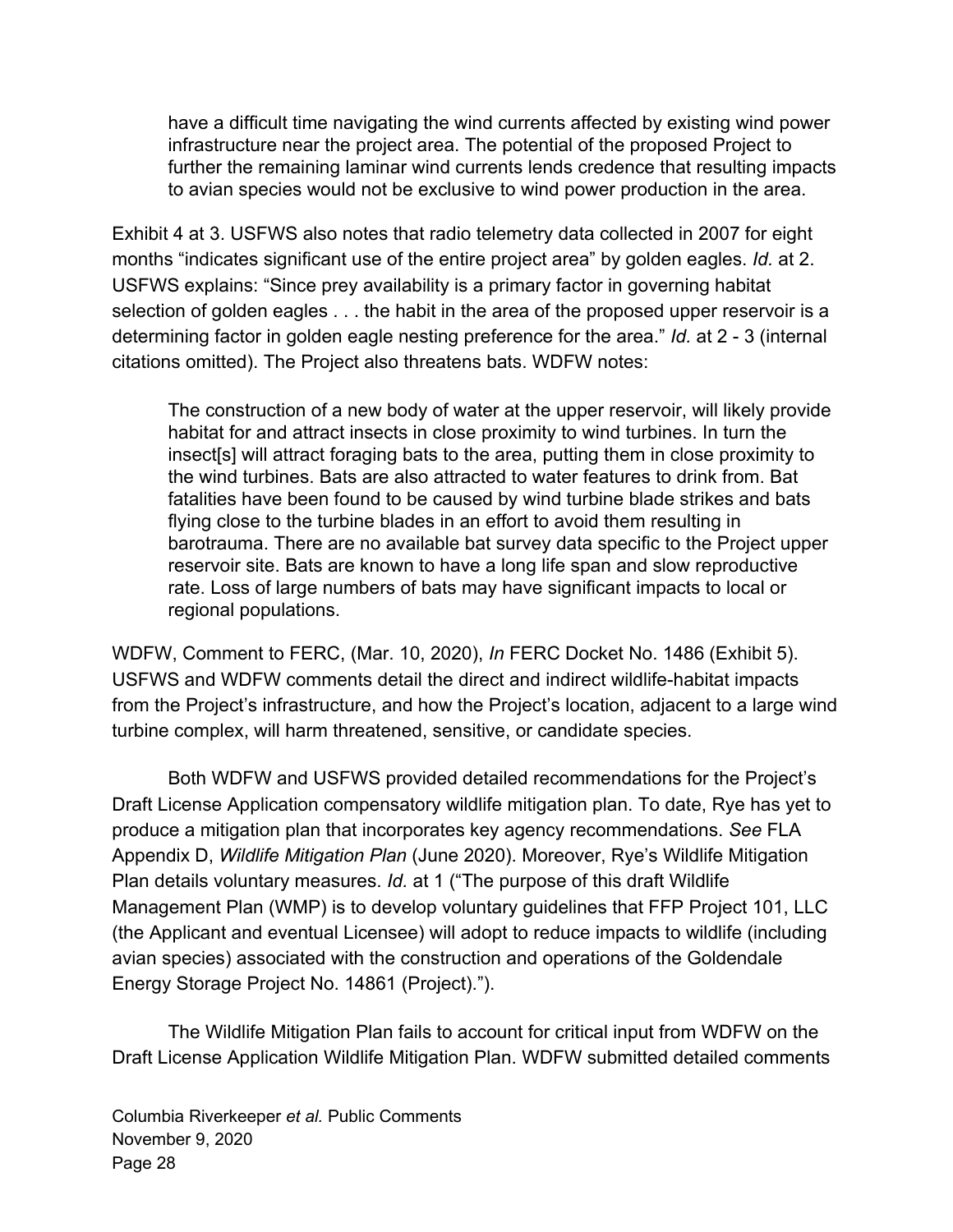> have a difficult time navigating the wind currents affected by existing wind power infrastructure near the project area. The potential of the proposed Project to further the remaining laminar wind currents lends credence that resulting impacts to avian species would not be exclusive to wind power production in the area.

Exhibit 4 at 3. USFWS also notes that radio telemetry data collected in 2007 for eight months "indicates significant use of the entire project area" by golden eagles. *Id.* at 2. USFWS explains: "Since prey availability is a primary factor in governing habitat selection of golden eagles . . . the habit in the area of the proposed upper reservoir is a determining factor in golden eagle nesting preference for the area." *Id.* at 2 - 3 (internal citations omitted). The Project also threatens bats. WDFW notes:

> The construction of a new body of water at the upper reservoir, will likely provide habitat for and attract insects in close proximity to wind turbines. In turn the insect[s] will attract foraging bats to the area, putting them in close proximity to the wind turbines. Bats are also attracted to water features to drink from. Bat fatalities have been found to be caused by wind turbine blade strikes and bats flying close to the turbine blades in an effort to avoid them resulting in barotrauma. There are no available bat survey data specific to the Project upper reservoir site. Bats are known to have a long life span and slow reproductive rate. Loss of large numbers of bats may have significant impacts to local or regional populations.

WDFW, Comment to FERC, (Mar. 10, 2020), *In* FERC Docket No. 1486 (Exhibit 5). USFWS and WDFW comments detail the direct and indirect wildlife-habitat impacts from the Project's infrastructure, and how the Project's location, adjacent to a large wind turbine complex, will harm threatened, sensitive, or candidate species.

Both WDFW and USFWS provided detailed recommendations for the Project's Draft License Application compensatory wildlife mitigation plan. To date, Rye has yet to produce a mitigation plan that incorporates key agency recommendations. *See* FLA Appendix D, *Wildlife Mitigation Plan* (June 2020). Moreover, Rye's Wildlife Mitigation Plan details voluntary measures. *Id.* at 1 ("The purpose of this draft Wildlife Management Plan (WMP) is to develop voluntary guidelines that FFP Project 101, LLC (the Applicant and eventual Licensee) will adopt to reduce impacts to wildlife (including avian species) associated with the construction and operations of the Goldendale Energy Storage Project No. 14861 (Project).").

The Wildlife Mitigation Plan fails to account for critical input from WDFW on the Draft License Application Wildlife Mitigation Plan. WDFW submitted detailed comments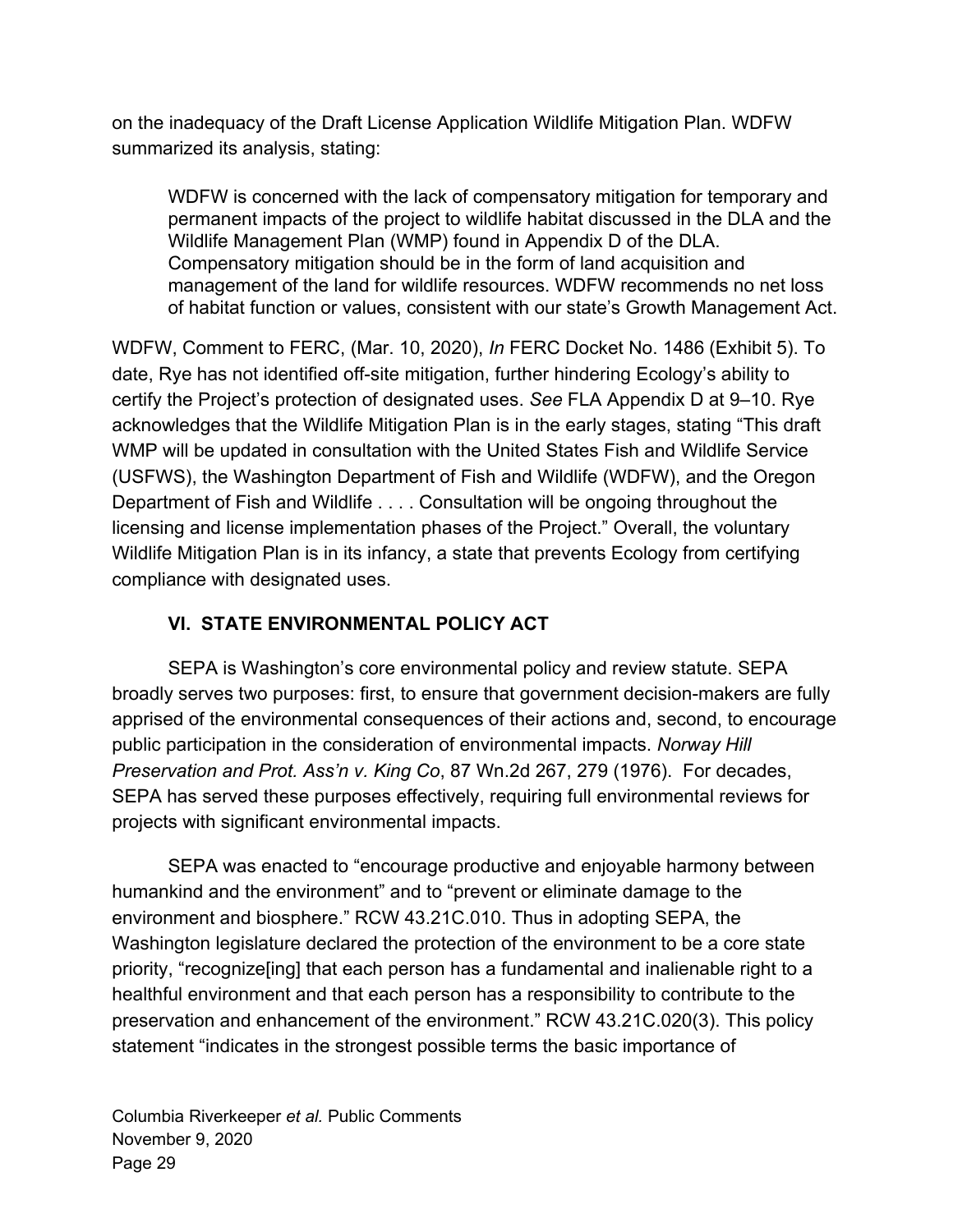on the inadequacy of the Draft License Application Wildlife Mitigation Plan. WDFW summarized its analysis, stating:

> WDFW is concerned with the lack of compensatory mitigation for temporary and permanent impacts of the project to wildlife habitat discussed in the DLA and the Wildlife Management Plan (WMP) found in Appendix D of the DLA. Compensatory mitigation should be in the form of land acquisition and management of the land for wildlife resources. WDFW recommends no net loss of habitat function or values, consistent with our state's Growth Management Act.

WDFW, Comment to FERC, (Mar. 10, 2020), *In* FERC Docket No. 1486 (Exhibit 5). To date, Rye has not identified off-site mitigation, further hindering Ecology's ability to certify the Project's protection of designated uses. *See* FLA Appendix D at 9–10. Rye acknowledges that the Wildlife Mitigation Plan is in the early stages, stating "This draft WMP will be updated in consultation with the United States Fish and Wildlife Service (USFWS), the Washington Department of Fish and Wildlife (WDFW), and the Oregon Department of Fish and Wildlife . . . . Consultation will be ongoing throughout the licensing and license implementation phases of the Project." Overall, the voluntary Wildlife Mitigation Plan is in its infancy, a state that prevents Ecology from certifying compliance with designated uses.

## VI. STATE ENVIRONMENTAL POLICY ACT

SEPA is Washington's core environmental policy and review statute. SEPA broadly serves two purposes: first, to ensure that government decision-makers are fully apprised of the environmental consequences of their actions and, second, to encourage public participation in the consideration of environmental impacts. *Norway Hill Preservation and Prot. Ass'n v. King Co*, 87 Wn.2d 267, 279 (1976). For decades, SEPA has served these purposes effectively, requiring full environmental reviews for projects with significant environmental impacts.

SEPA was enacted to "encourage productive and enjoyable harmony between humankind and the environment" and to "prevent or eliminate damage to the environment and biosphere." RCW 43.21C.010. Thus in adopting SEPA, the Washington legislature declared the protection of the environment to be a core state priority, "recognize[ing] that each person has a fundamental and inalienable right to a healthful environment and that each person has a responsibility to contribute to the preservation and enhancement of the environment." RCW 43.21C.020(3). This policy statement "indicates in the strongest possible terms the basic importance of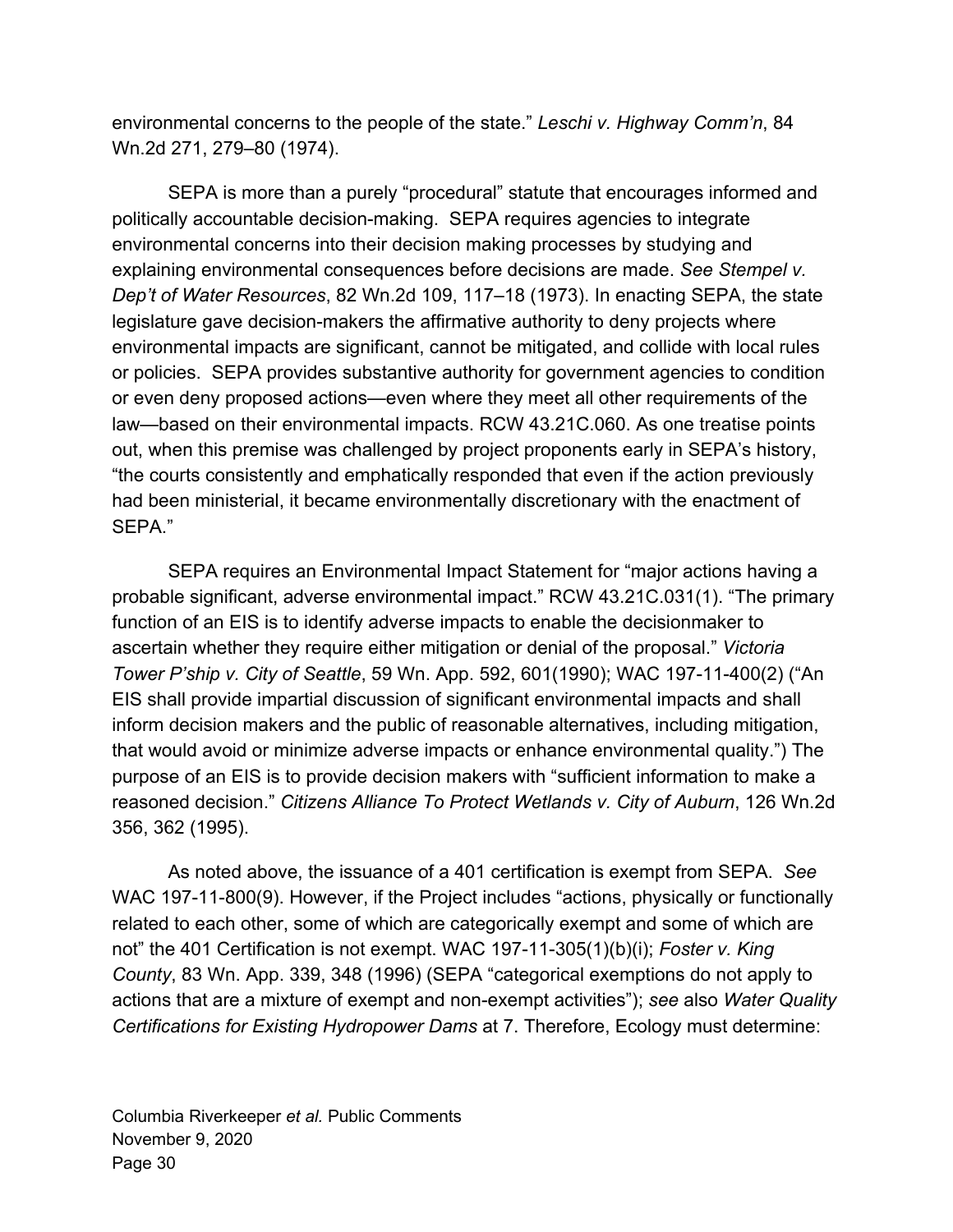environmental concerns to the people of the state." *Leschi v. Highway Comm'n*, 84 Wn.2d 271, 279–80 (1974).

SEPA is more than a purely "procedural" statute that encourages informed and politically accountable decision-making. SEPA requires agencies to integrate environmental concerns into their decision making processes by studying and explaining environmental consequences before decisions are made. *See Stempel v. Dep't of Water Resources*, 82 Wn.2d 109, 117–18 (1973). In enacting SEPA, the state legislature gave decision-makers the affirmative authority to deny projects where environmental impacts are significant, cannot be mitigated, and collide with local rules or policies. SEPA provides substantive authority for government agencies to condition or even deny proposed actions—even where they meet all other requirements of the law—based on their environmental impacts. RCW 43.21C.060. As one treatise points out, when this premise was challenged by project proponents early in SEPA's history, "the courts consistently and emphatically responded that even if the action previously had been ministerial, it became environmentally discretionary with the enactment of SEPA."

SEPA requires an Environmental Impact Statement for "major actions having a probable significant, adverse environmental impact." RCW 43.21C.031(1). "The primary function of an EIS is to identify adverse impacts to enable the decisionmaker to ascertain whether they require either mitigation or denial of the proposal." *Victoria Tower P'ship v. City of Seattle*, 59 Wn. App. 592, 601(1990); WAC 197-11-400(2) ("An EIS shall provide impartial discussion of significant environmental impacts and shall inform decision makers and the public of reasonable alternatives, including mitigation, that would avoid or minimize adverse impacts or enhance environmental quality.") The purpose of an EIS is to provide decision makers with "sufficient information to make a reasoned decision." *Citizens Alliance To Protect Wetlands v. City of Auburn*, 126 Wn.2d 356, 362 (1995).

As noted above, the issuance of a 401 certification is exempt from SEPA. *See* WAC 197-11-800(9). However, if the Project includes "actions, physically or functionally related to each other, some of which are categorically exempt and some of which are not" the 401 Certification is not exempt. WAC 197-11-305(1)(b)(i); *Foster v. King County*, 83 Wn. App. 339, 348 (1996) (SEPA "categorical exemptions do not apply to actions that are a mixture of exempt and non-exempt activities"); *see* also *Water Quality Certifications for Existing Hydropower Dams* at 7. Therefore, Ecology must determine: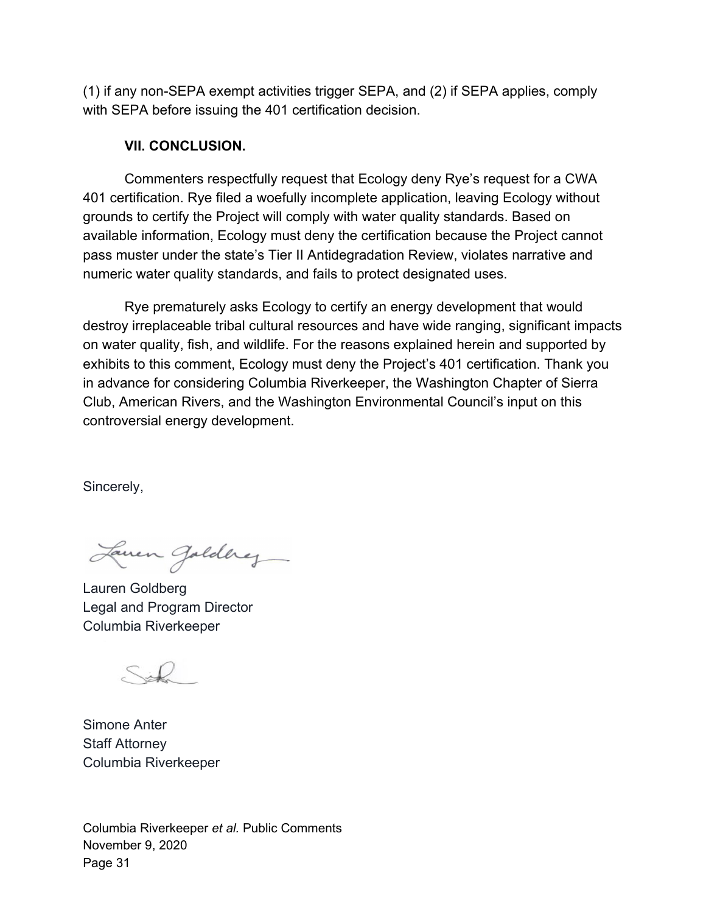(1) if any non-SEPA exempt activities trigger SEPA, and (2) if SEPA applies, comply with SEPA before issuing the 401 certification decision.

## VII. CONCLUSION.

Commenters respectfully request that Ecology deny Rye's request for a CWA 401 certification. Rye filed a woefully incomplete application, leaving Ecology without grounds to certify the Project will comply with water quality standards. Based on available information, Ecology must deny the certification because the Project cannot pass muster under the state's Tier II Antidegradation Review, violates narrative and numeric water quality standards, and fails to protect designated uses.

Rye prematurely asks Ecology to certify an energy development that would destroy irreplaceable tribal cultural resources and have wide ranging, significant impacts on water quality, fish, and wildlife. For the reasons explained herein and supported by exhibits to this comment, Ecology must deny the Project's 401 certification. Thank you in advance for considering Columbia Riverkeeper, the Washington Chapter of Sierra Club, American Rivers, and the Washington Environmental Council's input on this controversial energy development.

Sincerely,

Lauren Goldberg
Legal and Program Director
Columbia Riverkeeper

Simone Anter
Staff Attorney
Columbia Riverkeeper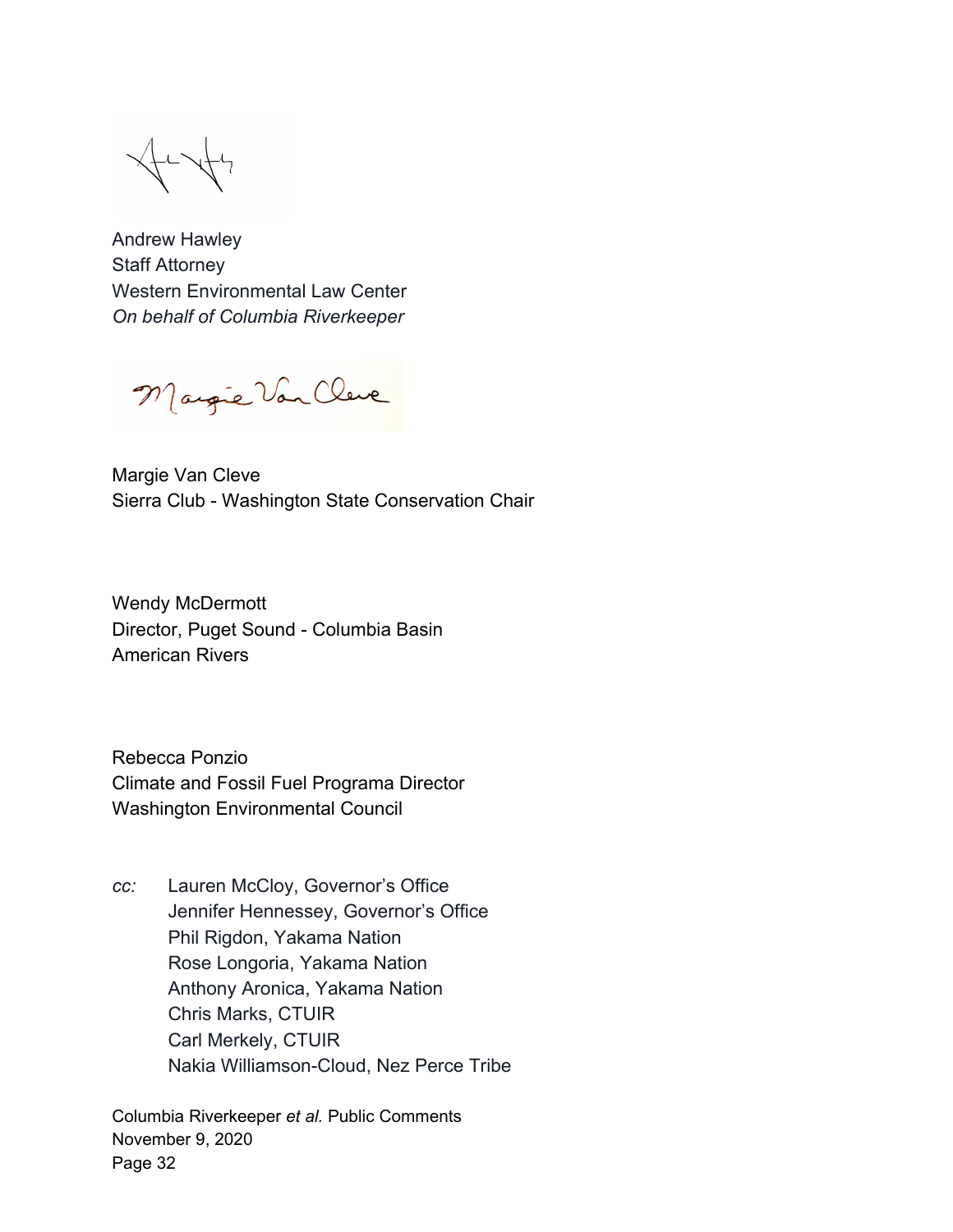Andrew Hawley
Staff Attorney
Western Environmental Law Center
*On behalf of Columbia Riverkeeper*

Margie Van Cleve
Sierra Club - Washington State Conservation Chair

Wendy McDermott
Director, Puget Sound - Columbia Basin
American Rivers

Rebecca Ponzio
Climate and Fossil Fuel Programa Director
Washington Environmental Council

*cc:* Lauren McCloy, Governor's Office
Jennifer Hennessey, Governor's Office
Phil Rigdon, Yakama Nation
Rose Longoria, Yakama Nation
Anthony Aronica, Yakama Nation
Chris Marks, CTUIR
Carl Merkely, CTUIR
Nakia Williamson-Cloud, Nez Perce Tribe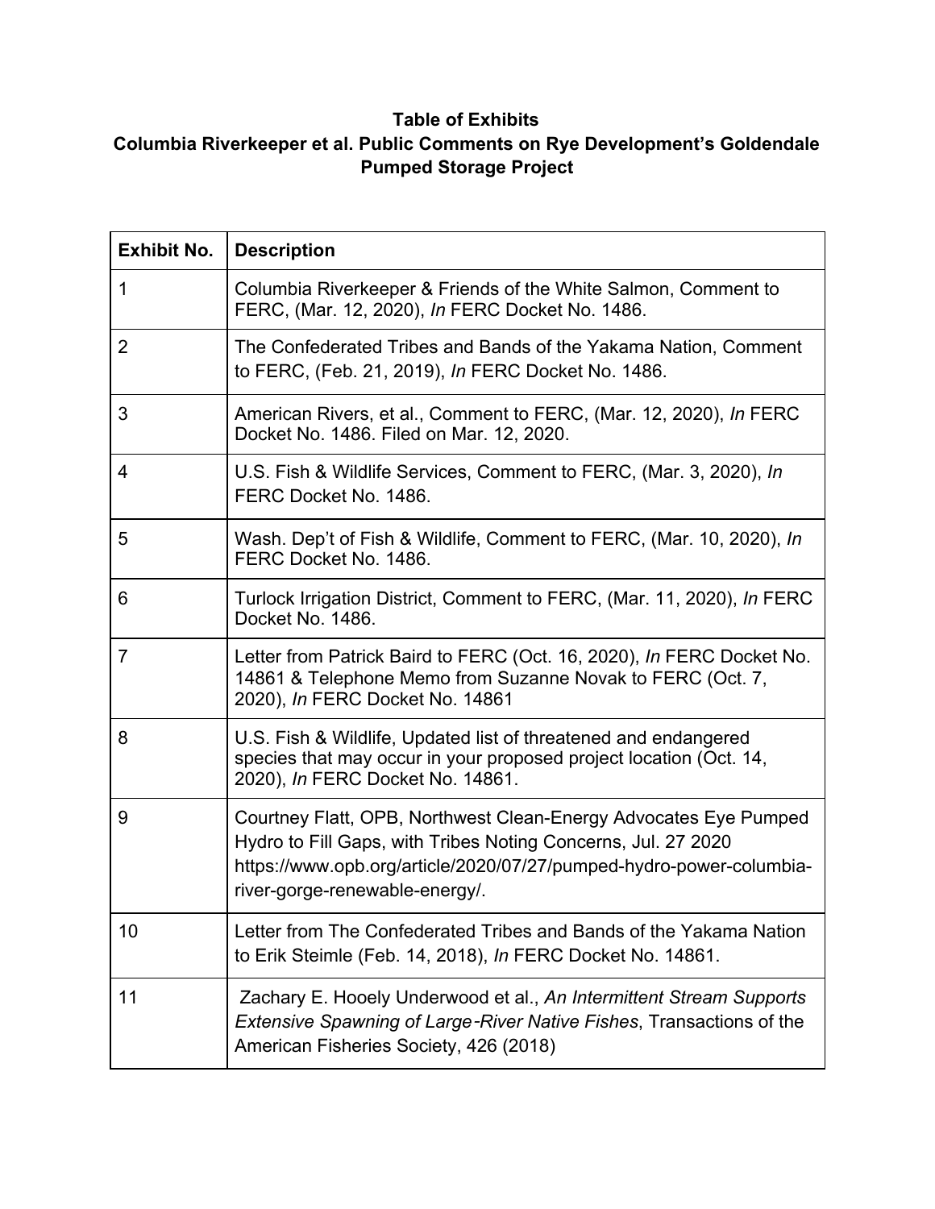**Table of Exhibits**
**Columbia Riverkeeper et al. Public Comments on Rye Development's Goldendale Pumped Storage Project**

| Exhibit No. | Description |
|---|---|
| 1 | Columbia Riverkeeper & Friends of the White Salmon, Comment to FERC, (Mar. 12, 2020), *In* FERC Docket No. 1486. |
| 2 | The Confederated Tribes and Bands of the Yakama Nation, Comment to FERC, (Feb. 21, 2019), *In* FERC Docket No. 1486. |
| 3 | American Rivers, et al., Comment to FERC, (Mar. 12, 2020), *In* FERC Docket No. 1486. Filed on Mar. 12, 2020. |
| 4 | U.S. Fish & Wildlife Services, Comment to FERC, (Mar. 3, 2020), *In* FERC Docket No. 1486. |
| 5 | Wash. Dep't of Fish & Wildlife, Comment to FERC, (Mar. 10, 2020), *In* FERC Docket No. 1486. |
| 6 | Turlock Irrigation District, Comment to FERC, (Mar. 11, 2020), *In* FERC Docket No. 1486. |
| 7 | Letter from Patrick Baird to FERC (Oct. 16, 2020), *In* FERC Docket No. 14861 & Telephone Memo from Suzanne Novak to FERC (Oct. 7, 2020), *In* FERC Docket No. 14861 |
| 8 | U.S. Fish & Wildlife, Updated list of threatened and endangered species that may occur in your proposed project location (Oct. 14, 2020), *In* FERC Docket No. 14861. |
| 9 | Courtney Flatt, OPB, Northwest Clean-Energy Advocates Eye Pumped Hydro to Fill Gaps, with Tribes Noting Concerns, Jul. 27 2020 https://www.opb.org/article/2020/07/27/pumped-hydro-power-columbia-river-gorge-renewable-energy/. |
| 10 | Letter from The Confederated Tribes and Bands of the Yakama Nation to Erik Steimle (Feb. 14, 2018), *In* FERC Docket No. 14861. |
| 11 | Zachary E. Hooely Underwood et al., *An Intermittent Stream Supports Extensive Spawning of Large‐River Native Fishes*, Transactions of the American Fisheries Society, 426 (2018) |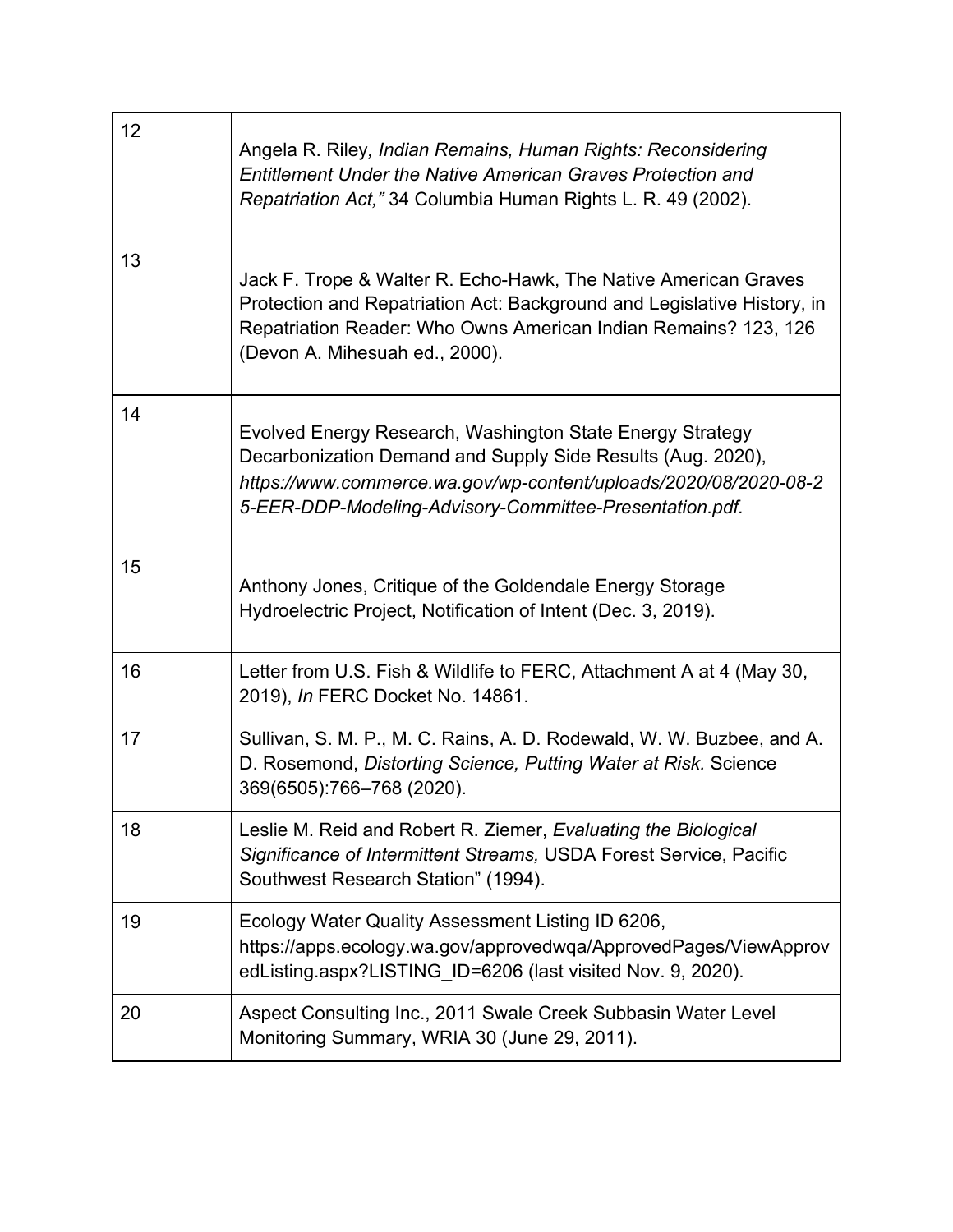| | |
|---|---|
| 12 | Angela R. Riley*, Indian Remains, Human Rights: Reconsidering Entitlement Under the Native American Graves Protection and Repatriation Act,"* 34 Columbia Human Rights L. R. 49 (2002). |
| 13 | Jack F. Trope & Walter R. Echo-Hawk, The Native American Graves Protection and Repatriation Act: Background and Legislative History, in Repatriation Reader: Who Owns American Indian Remains? 123, 126 (Devon A. Mihesuah ed., 2000). |
| 14 | Evolved Energy Research, Washington State Energy Strategy Decarbonization Demand and Supply Side Results (Aug. 2020), *https://www.commerce.wa.gov/wp-content/uploads/2020/08/2020-08-25-EER-DDP-Modeling-Advisory-Committee-Presentation.pdf.* |
| 15 | Anthony Jones, Critique of the Goldendale Energy Storage Hydroelectric Project, Notification of Intent (Dec. 3, 2019). |
| 16 | Letter from U.S. Fish & Wildlife to FERC, Attachment A at 4 (May 30, 2019), *In* FERC Docket No. 14861. |
| 17 | Sullivan, S. M. P., M. C. Rains, A. D. Rodewald, W. W. Buzbee, and A. D. Rosemond, *Distorting Science, Putting Water at Risk.* Science 369(6505):766–768 (2020). |
| 18 | Leslie M. Reid and Robert R. Ziemer, *Evaluating the Biological Significance of Intermittent Streams,* USDA Forest Service, Pacific Southwest Research Station" (1994). |
| 19 | Ecology Water Quality Assessment Listing ID 6206, https://apps.ecology.wa.gov/approvedwqa/ApprovedPages/ViewApprovedListing.aspx?LISTING_ID=6206 (last visited Nov. 9, 2020). |
| 20 | Aspect Consulting Inc., 2011 Swale Creek Subbasin Water Level Monitoring Summary, WRIA 30 (June 29, 2011). |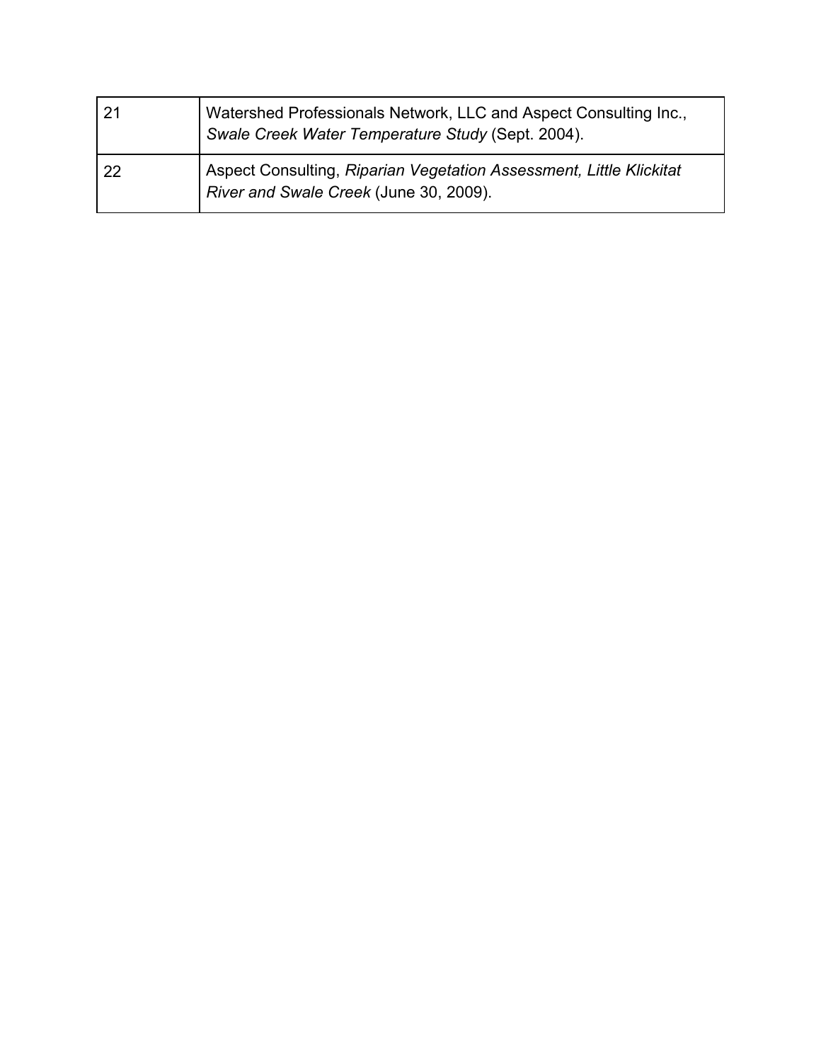| | |
|---|---|
| 21 | Watershed Professionals Network, LLC and Aspect Consulting Inc., *Swale Creek Water Temperature Study* (Sept. 2004). |
| 22 | Aspect Consulting, *Riparian Vegetation Assessment, Little Klickitat River and Swale Creek* (June 30, 2009). |